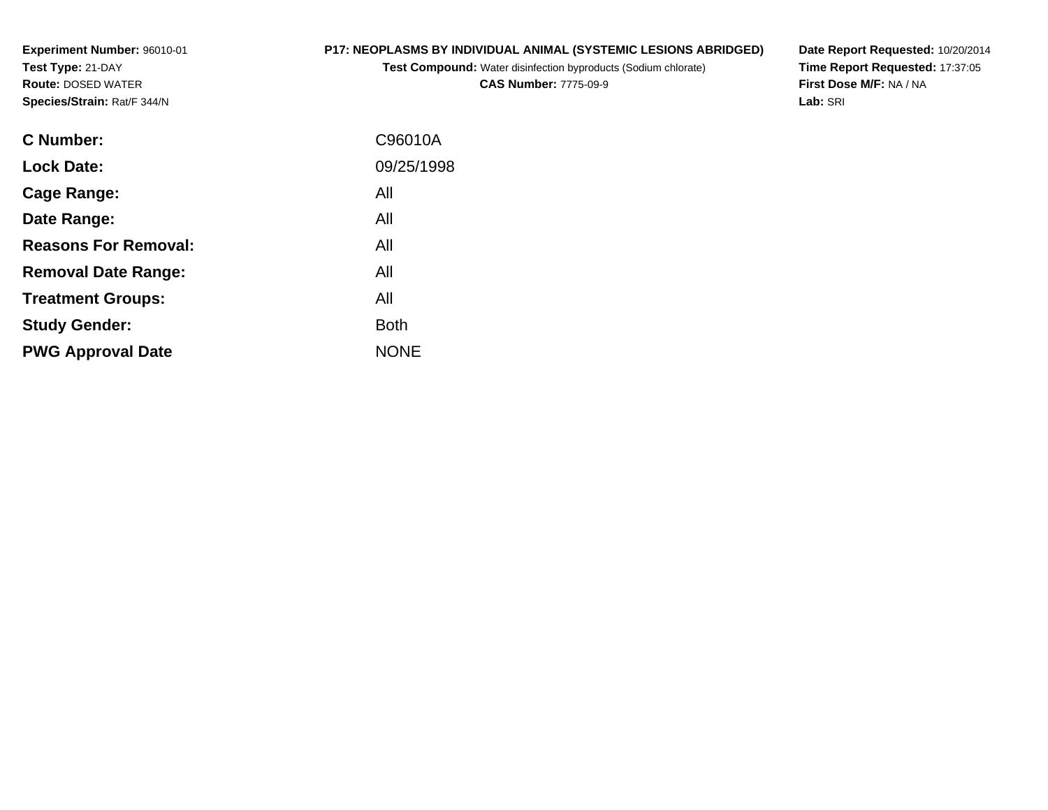**Experiment Number:** 96010-01
**Test Type:** 21-DAY
**Route:** DOSED WATER
**Species/Strain:** Rat/F 344/N

**P17: NEOPLASMS BY INDIVIDUAL ANIMAL (SYSTEMIC LESIONS ABRIDGED)**
**Test Compound:** Water disinfection byproducts (Sodium chlorate)
**CAS Number:** 7775-09-9

**Date Report Requested:** 10/20/2014
**Time Report Requested:** 17:37:05
**First Dose M/F:** NA / NA
**Lab:** SRI

| | |
|---|---|
| **C Number:** | C96010A |
| **Lock Date:** | 09/25/1998 |
| **Cage Range:** | All |
| **Date Range:** | All |
| **Reasons For Removal:** | All |
| **Removal Date Range:** | All |
| **Treatment Groups:** | All |
| **Study Gender:** | Both |
| **PWG Approval Date** | NONE |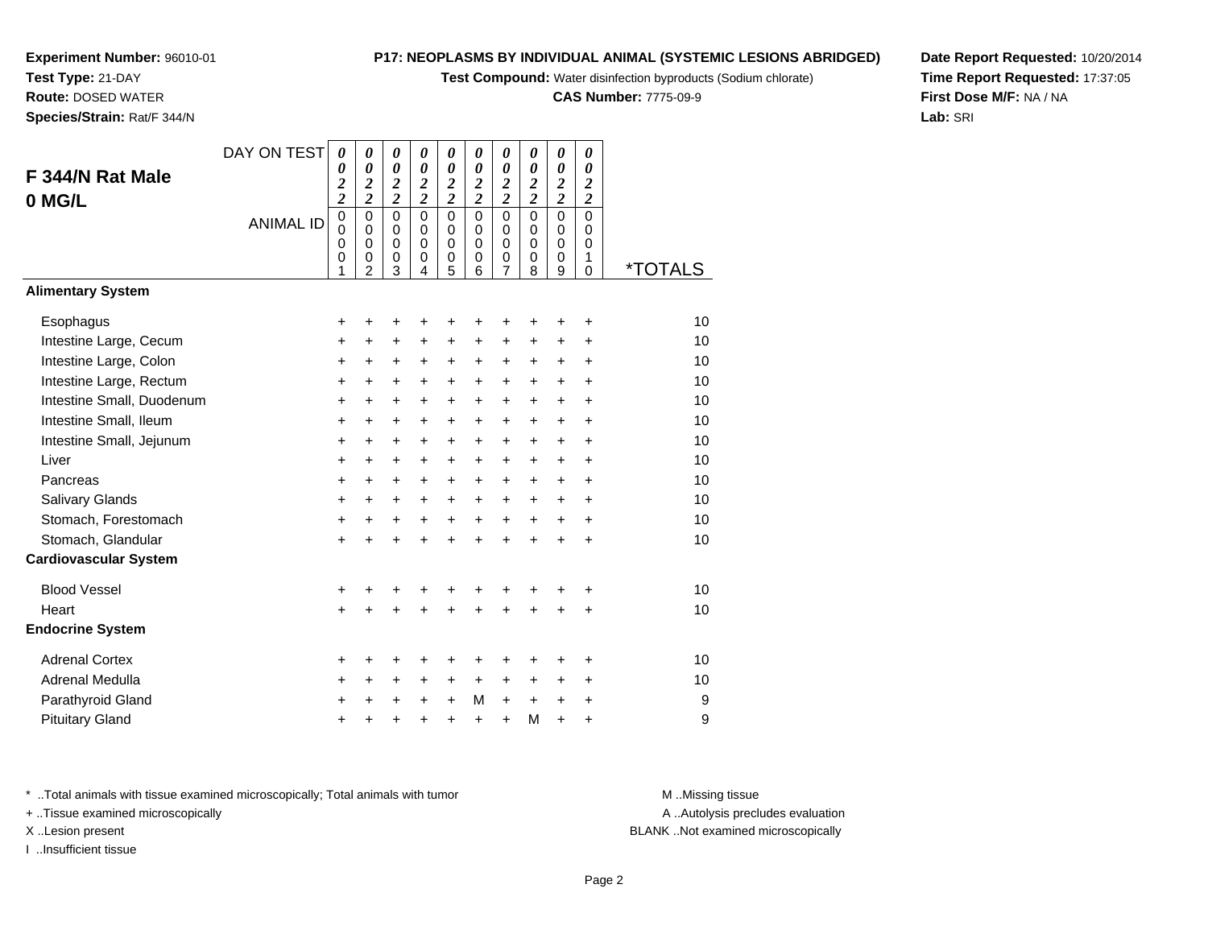**Experiment Number:** 96010-01
**Test Type:** 21-DAY
**Route:** DOSED WATER
**Species/Strain:** Rat/F 344/N

**P17: NEOPLASMS BY INDIVIDUAL ANIMAL (SYSTEMIC LESIONS ABRIDGED)**
**Test Compound:** Water disinfection byproducts (Sodium chlorate)
**CAS Number:** 7775-09-9

**Date Report Requested:** 10/20/2014
**Time Report Requested:** 17:37:05
**First Dose M/F:** NA / NA
**Lab:** SRI

## F 344/N Rat Male 0 MG/L

| DAY ON TEST | 0022 | 0022 | 0022 | 0022 | 0022 | 0022 | 0022 | 0022 | 0022 | 0022 | |
|---|---|---|---|---|---|---|---|---|---|---|---|
| ANIMAL ID | 00001 | 00002 | 00003 | 00004 | 00005 | 00006 | 00007 | 00008 | 00009 | 00010 | *TOTALS |
| **Alimentary System** | | | | | | | | | | | |
| Esophagus | + | + | + | + | + | + | + | + | + | + | 10 |
| Intestine Large, Cecum | + | + | + | + | + | + | + | + | + | + | 10 |
| Intestine Large, Colon | + | + | + | + | + | + | + | + | + | + | 10 |
| Intestine Large, Rectum | + | + | + | + | + | + | + | + | + | + | 10 |
| Intestine Small, Duodenum | + | + | + | + | + | + | + | + | + | + | 10 |
| Intestine Small, Ileum | + | + | + | + | + | + | + | + | + | + | 10 |
| Intestine Small, Jejunum | + | + | + | + | + | + | + | + | + | + | 10 |
| Liver | + | + | + | + | + | + | + | + | + | + | 10 |
| Pancreas | + | + | + | + | + | + | + | + | + | + | 10 |
| Salivary Glands | + | + | + | + | + | + | + | + | + | + | 10 |
| Stomach, Forestomach | + | + | + | + | + | + | + | + | + | + | 10 |
| Stomach, Glandular | + | + | + | + | + | + | + | + | + | + | 10 |
| **Cardiovascular System** | | | | | | | | | | | |
| Blood Vessel | + | + | + | + | + | + | + | + | + | + | 10 |
| Heart | + | + | + | + | + | + | + | + | + | + | 10 |
| **Endocrine System** | | | | | | | | | | | |
| Adrenal Cortex | + | + | + | + | + | + | + | + | + | + | 10 |
| Adrenal Medulla | + | + | + | + | + | + | + | + | + | + | 10 |
| Parathyroid Gland | + | + | + | + | + | M | + | + | + | + | 9 |
| Pituitary Gland | + | + | + | + | + | + | + | M | + | + | 9 |

\* ..Total animals with tissue examined microscopically; Total animals with tumor
+ ..Tissue examined microscopically
X ..Lesion present
I ..Insufficient tissue

M ..Missing tissue
A ..Autolysis precludes evaluation
BLANK ..Not examined microscopically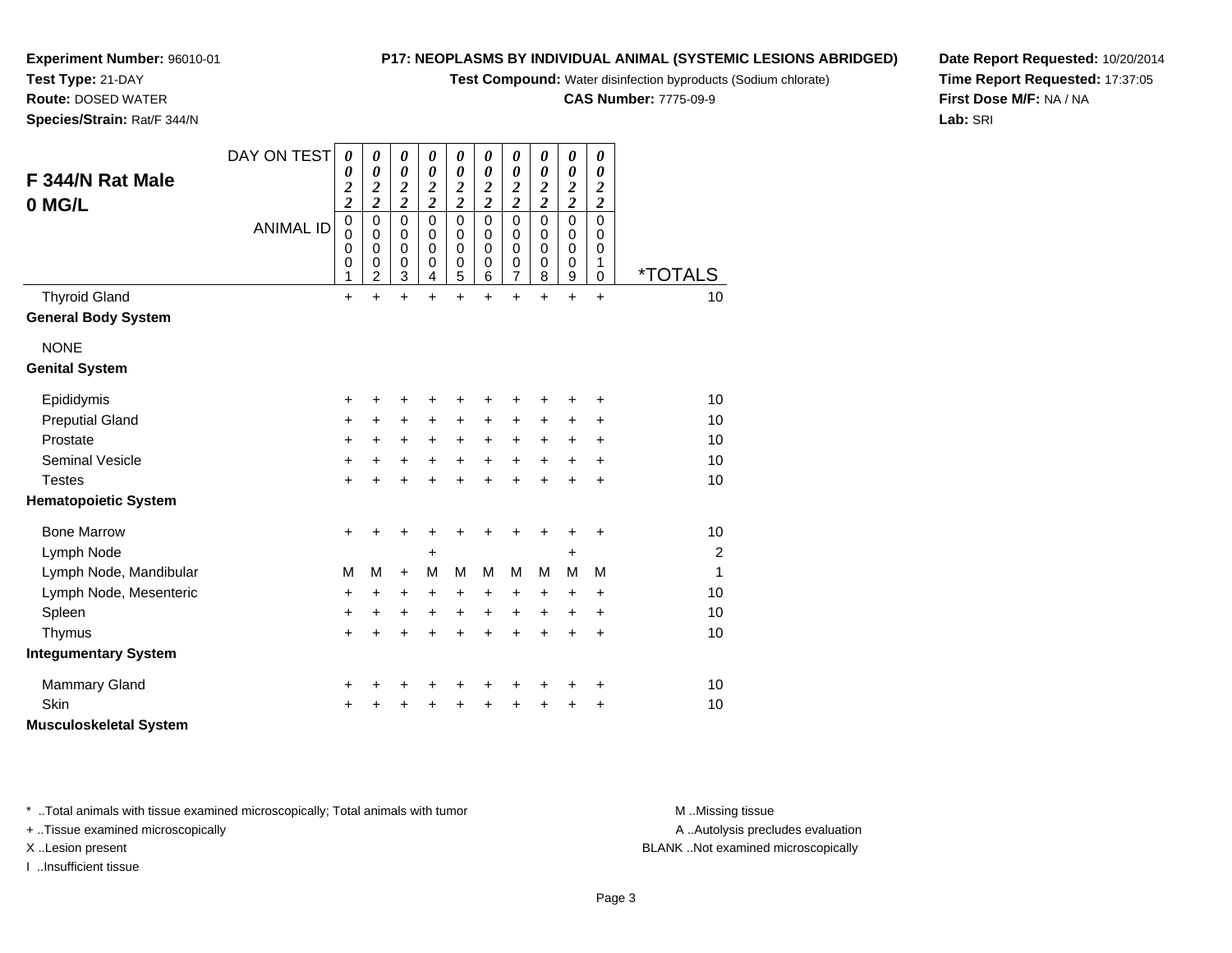**Experiment Number:** 96010-01
**Test Type:** 21-DAY
**Route:** DOSED WATER
**Species/Strain:** Rat/F 344/N

**P17: NEOPLASMS BY INDIVIDUAL ANIMAL (SYSTEMIC LESIONS ABRIDGED)**
**Test Compound:** Water disinfection byproducts (Sodium chlorate)
**CAS Number:** 7775-09-9

**Date Report Requested:** 10/20/2014
**Time Report Requested:** 17:37:05
**First Dose M/F:** NA / NA
**Lab:** SRI

## F 344/N Rat Male 0 MG/L

| DAY ON TEST | 0022 | 0022 | 0022 | 0022 | 0022 | 0022 | 0022 | 0022 | 0022 | 0022 | |
|---|---|---|---|---|---|---|---|---|---|---|---|
| ANIMAL ID | 00001 | 00002 | 00003 | 00004 | 00005 | 00006 | 00007 | 00008 | 00009 | 00010 | *TOTALS |
| Thyroid Gland | + | + | + | + | + | + | + | + | + | + | 10 |
| **General Body System** | | | | | | | | | | | |
| NONE | | | | | | | | | | | |
| **Genital System** | | | | | | | | | | | |
| Epididymis | + | + | + | + | + | + | + | + | + | + | 10 |
| Preputial Gland | + | + | + | + | + | + | + | + | + | + | 10 |
| Prostate | + | + | + | + | + | + | + | + | + | + | 10 |
| Seminal Vesicle | + | + | + | + | + | + | + | + | + | + | 10 |
| Testes | + | + | + | + | + | + | + | + | + | + | 10 |
| **Hematopoietic System** | | | | | | | | | | | |
| Bone Marrow | + | + | + | + | + | + | + | + | + | + | 10 |
| Lymph Node | | | | + | | | | | + | | 2 |
| Lymph Node, Mandibular | M | M | + | M | M | M | M | M | M | M | 1 |
| Lymph Node, Mesenteric | + | + | + | + | + | + | + | + | + | + | 10 |
| Spleen | + | + | + | + | + | + | + | + | + | + | 10 |
| Thymus | + | + | + | + | + | + | + | + | + | + | 10 |
| **Integumentary System** | | | | | | | | | | | |
| Mammary Gland | + | + | + | + | + | + | + | + | + | + | 10 |
| Skin | + | + | + | + | + | + | + | + | + | + | 10 |
| **Musculoskeletal System** | | | | | | | | | | | |

* ..Total animals with tissue examined microscopically; Total animals with tumor
+ ..Tissue examined microscopically
X ..Lesion present
I ..Insufficient tissue

M ..Missing tissue
A ..Autolysis precludes evaluation
BLANK ..Not examined microscopically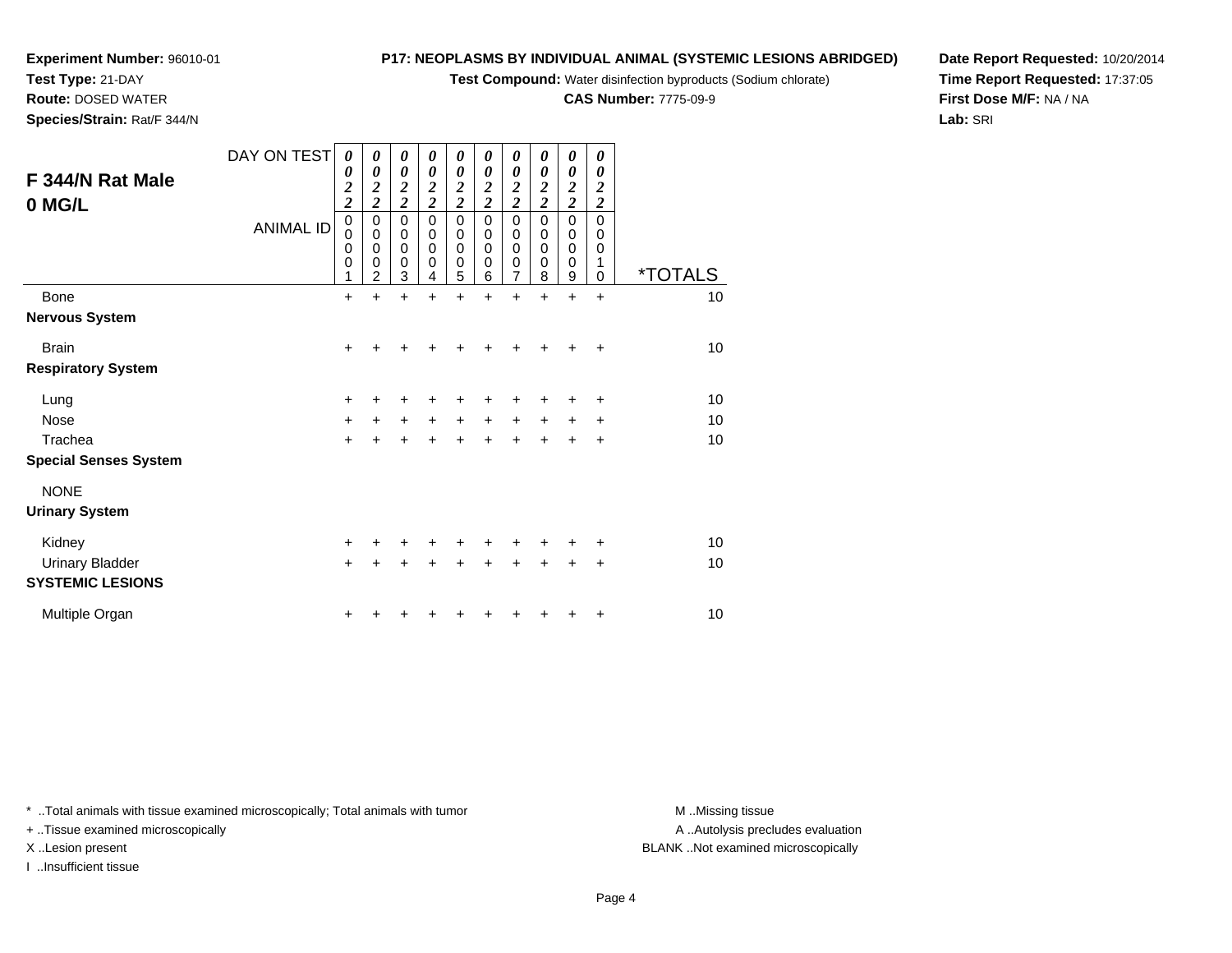**Experiment Number:** 96010-01
**Test Type:** 21-DAY
**Route:** DOSED WATER
**Species/Strain:** Rat/F 344/N

**P17: NEOPLASMS BY INDIVIDUAL ANIMAL (SYSTEMIC LESIONS ABRIDGED)**
**Test Compound:** Water disinfection byproducts (Sodium chlorate)
**CAS Number:** 7775-09-9

**Date Report Requested:** 10/20/2014
**Time Report Requested:** 17:37:05
**First Dose M/F:** NA / NA
**Lab:** SRI

## F 344/N Rat Male 0 MG/L

| DAY ON TEST | 0022 | 0022 | 0022 | 0022 | 0022 | 0022 | 0022 | 0022 | 0022 | 0022 | |
|---|---|---|---|---|---|---|---|---|---|---|---|
| **ANIMAL ID** | 00001 | 00002 | 00003 | 00004 | 00005 | 00006 | 00007 | 00008 | 00009 | 00010 | ***TOTALS** |
| Bone | + | + | + | + | + | + | + | + | + | + | 10 |
| **Nervous System** | | | | | | | | | | | |
| Brain | + | + | + | + | + | + | + | + | + | + | 10 |
| **Respiratory System** | | | | | | | | | | | |
| Lung | + | + | + | + | + | + | + | + | + | + | 10 |
| Nose | + | + | + | + | + | + | + | + | + | + | 10 |
| Trachea | + | + | + | + | + | + | + | + | + | + | 10 |
| **Special Senses System** | | | | | | | | | | | |
| NONE | | | | | | | | | | | |
| **Urinary System** | | | | | | | | | | | |
| Kidney | + | + | + | + | + | + | + | + | + | + | 10 |
| Urinary Bladder | + | + | + | + | + | + | + | + | + | + | 10 |
| **SYSTEMIC LESIONS** | | | | | | | | | | | |
| Multiple Organ | + | + | + | + | + | + | + | + | + | + | 10 |

* ..Total animals with tissue examined microscopically; Total animals with tumor
+ ..Tissue examined microscopically
X ..Lesion present
I ..Insufficient tissue

M ..Missing tissue
A ..Autolysis precludes evaluation
BLANK ..Not examined microscopically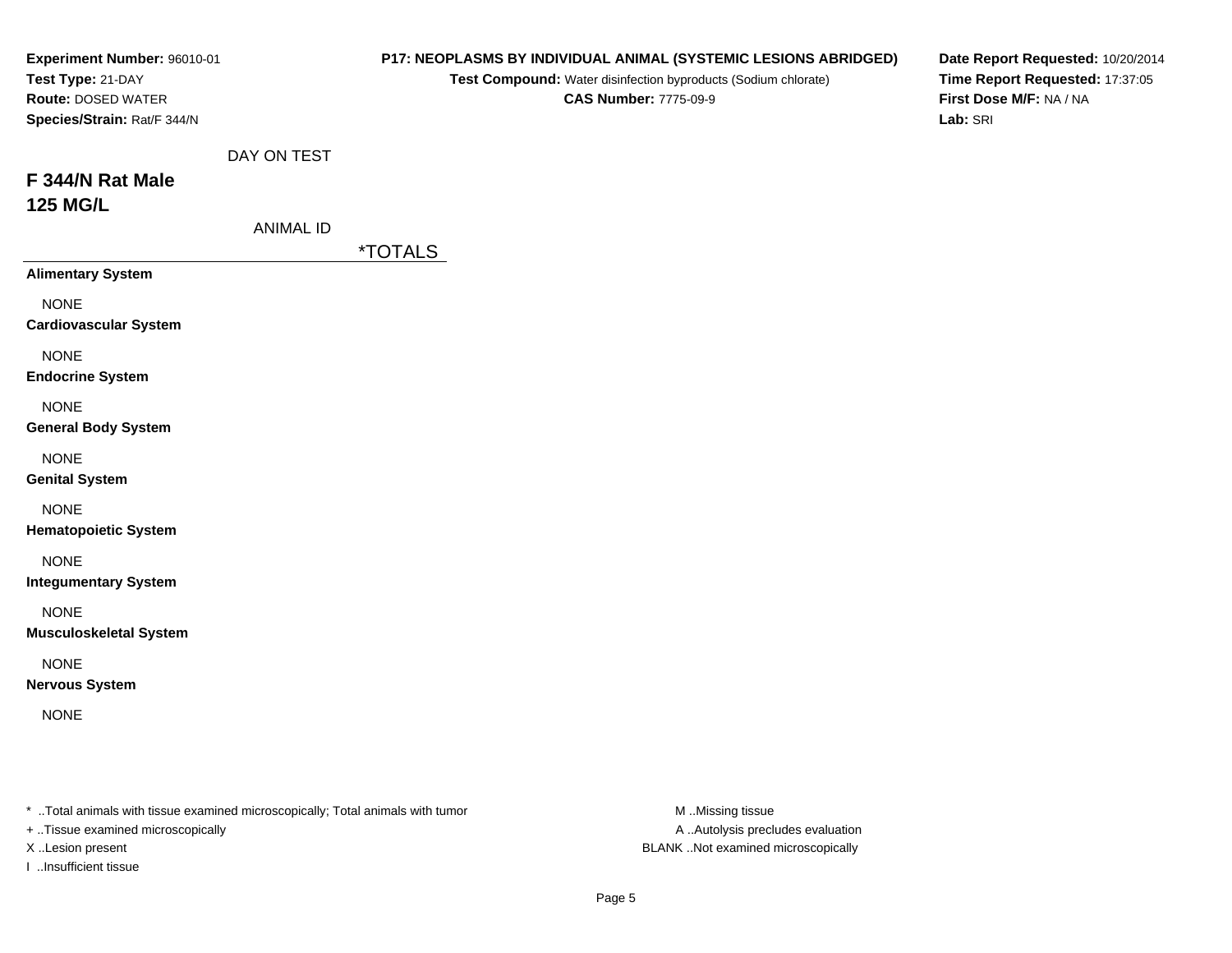**Experiment Number:** 96010-01
**Test Type:** 21-DAY
**Route:** DOSED WATER
**Species/Strain:** Rat/F 344/N

**P17: NEOPLASMS BY INDIVIDUAL ANIMAL (SYSTEMIC LESIONS ABRIDGED)**
**Test Compound:** Water disinfection byproducts (Sodium chlorate)
**CAS Number:** 7775-09-9

**Date Report Requested:** 10/20/2014
**Time Report Requested:** 17:37:05
**First Dose M/F:** NA / NA
**Lab:** SRI

DAY ON TEST

## F 344/N Rat Male
## 125 MG/L

ANIMAL ID

| | *TOTALS |
|---|---|
| **Alimentary System** | |
| NONE | |
| **Cardiovascular System** | |
| NONE | |
| **Endocrine System** | |
| NONE | |
| **General Body System** | |
| NONE | |
| **Genital System** | |
| NONE | |
| **Hematopoietic System** | |
| NONE | |
| **Integumentary System** | |
| NONE | |
| **Musculoskeletal System** | |
| NONE | |
| **Nervous System** | |
| NONE | |

* ..Total animals with tissue examined microscopically; Total animals with tumor
+ ..Tissue examined microscopically
X ..Lesion present
I ..Insufficient tissue

M ..Missing tissue
A ..Autolysis precludes evaluation
BLANK ..Not examined microscopically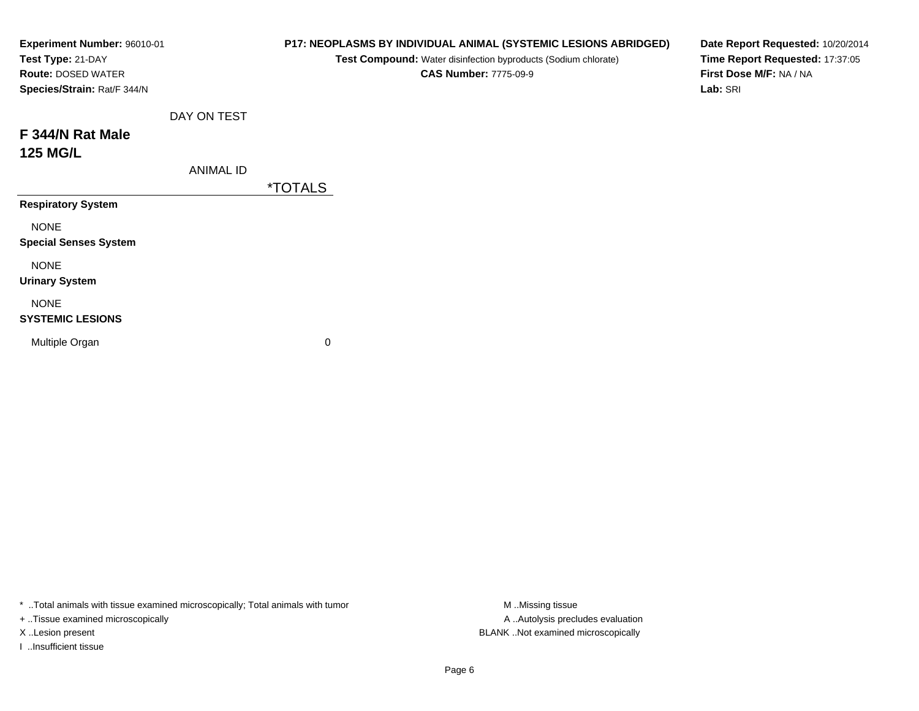**Experiment Number:** 96010-01
**Test Type:** 21-DAY
**Route:** DOSED WATER
**Species/Strain:** Rat/F 344/N

**P17: NEOPLASMS BY INDIVIDUAL ANIMAL (SYSTEMIC LESIONS ABRIDGED)**
**Test Compound:** Water disinfection byproducts (Sodium chlorate)
**CAS Number:** 7775-09-9

**Date Report Requested:** 10/20/2014
**Time Report Requested:** 17:37:05
**First Dose M/F:** NA / NA
**Lab:** SRI

## F 344/N Rat Male
## 125 MG/L

| DAY ON TEST / ANIMAL ID | *TOTALS |
|---|---|
| **Respiratory System** | |
| NONE | |
| **Special Senses System** | |
| NONE | |
| **Urinary System** | |
| NONE | |
| **SYSTEMIC LESIONS** | |
| Multiple Organ | 0 |

* ..Total animals with tissue examined microscopically; Total animals with tumor
+ ..Tissue examined microscopically
X ..Lesion present
I ..Insufficient tissue

M ..Missing tissue
A ..Autolysis precludes evaluation
BLANK ..Not examined microscopically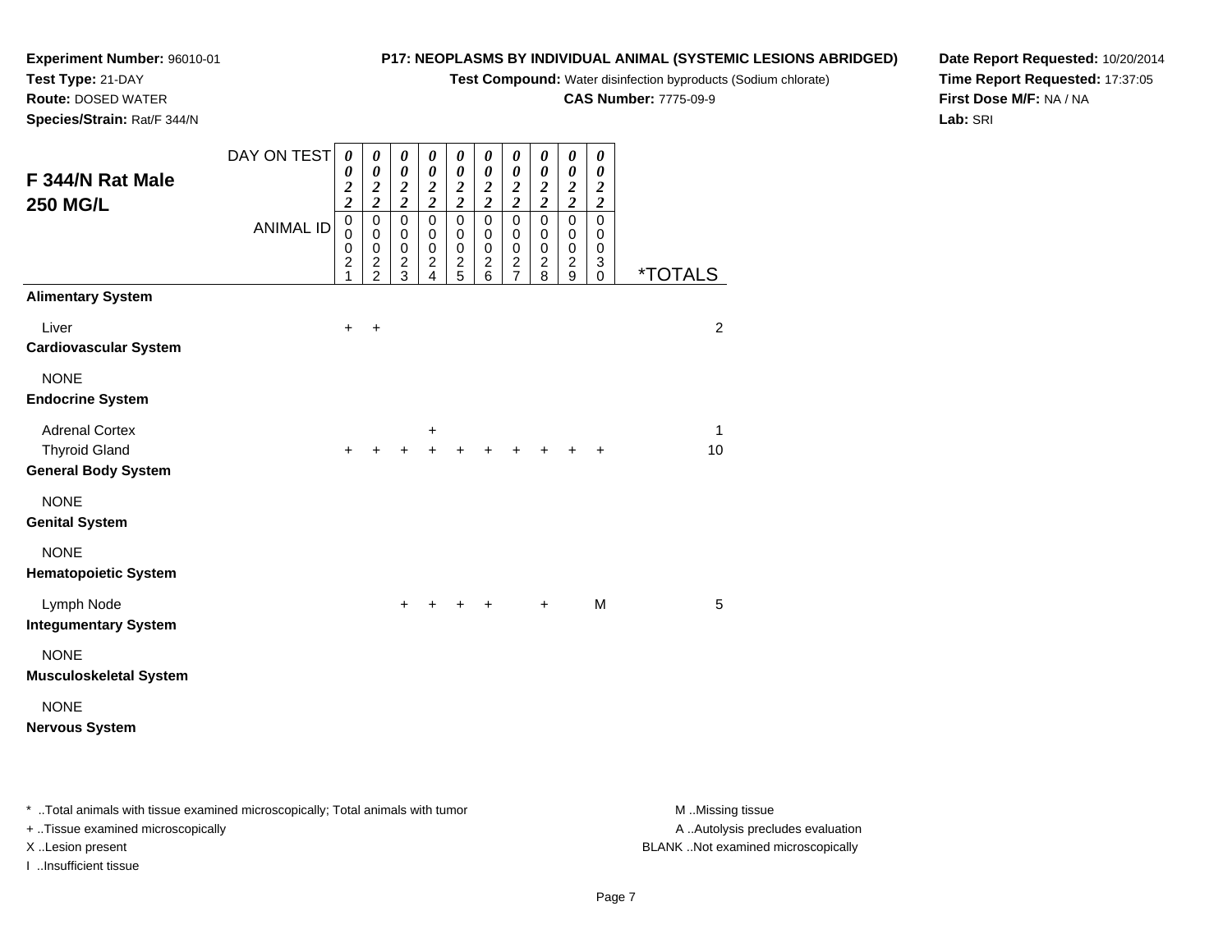**Experiment Number:** 96010-01
**Test Type:** 21-DAY
**Route:** DOSED WATER
**Species/Strain:** Rat/F 344/N

**P17: NEOPLASMS BY INDIVIDUAL ANIMAL (SYSTEMIC LESIONS ABRIDGED)**
**Test Compound:** Water disinfection byproducts (Sodium chlorate)
**CAS Number:** 7775-09-9

**Date Report Requested:** 10/20/2014
**Time Report Requested:** 17:37:05
**First Dose M/F:** NA / NA
**Lab:** SRI

## F 344/N Rat Male 250 MG/L

| DAY ON TEST | 0022 | 0022 | 0022 | 0022 | 0022 | 0022 | 0022 | 0022 | 0022 | 0022 | |
|---|---|---|---|---|---|---|---|---|---|---|---|
| ANIMAL ID | 00021 | 00022 | 00023 | 00024 | 00025 | 00026 | 00027 | 00028 | 00029 | 00030 | *TOTALS |
| **Alimentary System** | | | | | | | | | | | |
| Liver | + | + | | | | | | | | | 2 |
| **Cardiovascular System** | | | | | | | | | | | |
| NONE | | | | | | | | | | | |
| **Endocrine System** | | | | | | | | | | | |
| Adrenal Cortex | | | | + | | | | | | | 1 |
| Thyroid Gland | + | + | + | + | + | + | + | + | + | + | 10 |
| **General Body System** | | | | | | | | | | | |
| NONE | | | | | | | | | | | |
| **Genital System** | | | | | | | | | | | |
| NONE | | | | | | | | | | | |
| **Hematopoietic System** | | | | | | | | | | | |
| Lymph Node | | | + | + | + | + | | + | | M | 5 |
| **Integumentary System** | | | | | | | | | | | |
| NONE | | | | | | | | | | | |
| **Musculoskeletal System** | | | | | | | | | | | |
| NONE | | | | | | | | | | | |
| **Nervous System** | | | | | | | | | | | |

* ..Total animals with tissue examined microscopically; Total animals with tumor
+ ..Tissue examined microscopically
X ..Lesion present
I ..Insufficient tissue

M ..Missing tissue
A ..Autolysis precludes evaluation
BLANK ..Not examined microscopically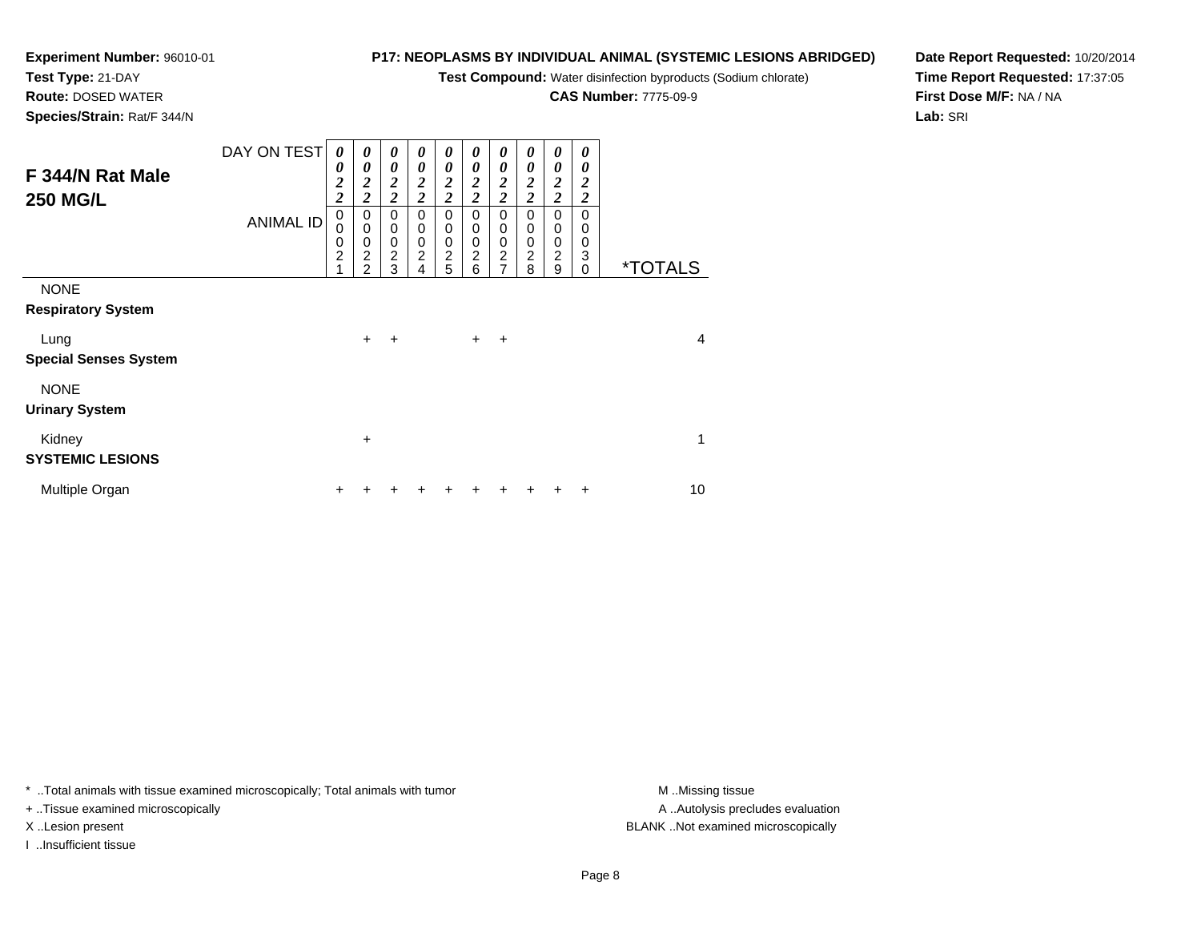**Experiment Number:** 96010-01
**Test Type:** 21-DAY
**Route:** DOSED WATER
**Species/Strain:** Rat/F 344/N

**P17: NEOPLASMS BY INDIVIDUAL ANIMAL (SYSTEMIC LESIONS ABRIDGED)**
**Test Compound:** Water disinfection byproducts (Sodium chlorate)
**CAS Number:** 7775-09-9

**Date Report Requested:** 10/20/2014
**Time Report Requested:** 17:37:05
**First Dose M/F:** NA / NA
**Lab:** SRI

## F 344/N Rat Male 250 MG/L

| DAY ON TEST | 0022 | 0022 | 0022 | 0022 | 0022 | 0022 | 0022 | 0022 | 0022 | 0022 | |
|---|---|---|---|---|---|---|---|---|---|---|---|
| ANIMAL ID | 00021 | 00022 | 00023 | 00024 | 00025 | 00026 | 00027 | 00028 | 00029 | 00030 | *TOTALS |
| NONE | | | | | | | | | | | |
| **Respiratory System** | | | | | | | | | | | |
| Lung | | + | + | | | + | + | | | | 4 |
| **Special Senses System** | | | | | | | | | | | |
| NONE | | | | | | | | | | | |
| **Urinary System** | | | | | | | | | | | |
| Kidney | | + | | | | | | | | | 1 |
| **SYSTEMIC LESIONS** | | | | | | | | | | | |
| Multiple Organ | + | + | + | + | + | + | + | + | + | + | 10 |

* ..Total animals with tissue examined microscopically; Total animals with tumor
+ ..Tissue examined microscopically
X ..Lesion present
I ..Insufficient tissue

M ..Missing tissue
A ..Autolysis precludes evaluation
BLANK ..Not examined microscopically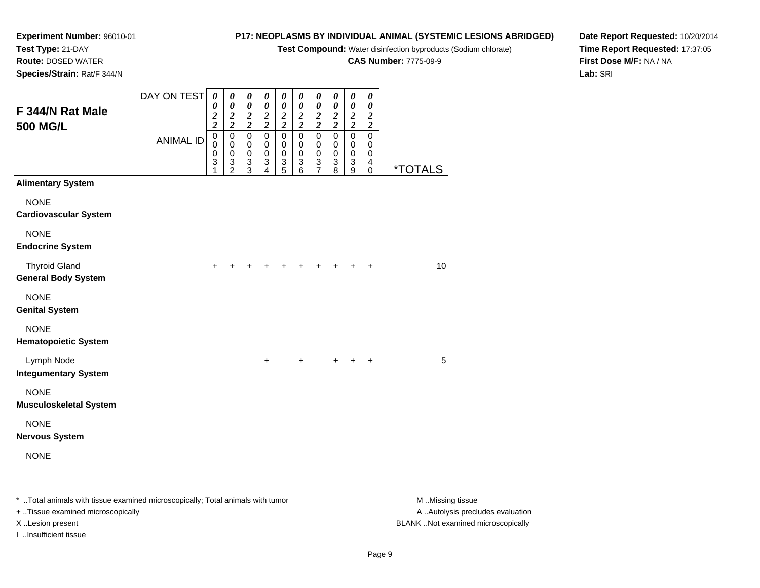**Experiment Number:** 96010-01
**Test Type:** 21-DAY
**Route:** DOSED WATER
**Species/Strain:** Rat/F 344/N

**P17: NEOPLASMS BY INDIVIDUAL ANIMAL (SYSTEMIC LESIONS ABRIDGED)**
**Test Compound:** Water disinfection byproducts (Sodium chlorate)
**CAS Number:** 7775-09-9

**Date Report Requested:** 10/20/2014
**Time Report Requested:** 17:37:05
**First Dose M/F:** NA / NA
**Lab:** SRI

## F 344/N Rat Male 500 MG/L

| DAY ON TEST | 0022 | 0022 | 0022 | 0022 | 0022 | 0022 | 0022 | 0022 | 0022 | 0022 | |
|---|---|---|---|---|---|---|---|---|---|---|---|
| ANIMAL ID | 00031 | 00032 | 00033 | 00034 | 00035 | 00036 | 00037 | 00038 | 00039 | 00040 | *TOTALS |
| **Alimentary System** | | | | | | | | | | | |
| NONE | | | | | | | | | | | |
| **Cardiovascular System** | | | | | | | | | | | |
| NONE | | | | | | | | | | | |
| **Endocrine System** | | | | | | | | | | | |
| Thyroid Gland | + | + | + | + | + | + | + | + | + | + | 10 |
| **General Body System** | | | | | | | | | | | |
| NONE | | | | | | | | | | | |
| **Genital System** | | | | | | | | | | | |
| NONE | | | | | | | | | | | |
| **Hematopoietic System** | | | | | | | | | | | |
| Lymph Node | | | | + | | + | | + | + | + | 5 |
| **Integumentary System** | | | | | | | | | | | |
| NONE | | | | | | | | | | | |
| **Musculoskeletal System** | | | | | | | | | | | |
| NONE | | | | | | | | | | | |
| **Nervous System** | | | | | | | | | | | |
| NONE | | | | | | | | | | | |

* ..Total animals with tissue examined microscopically; Total animals with tumor
+ ..Tissue examined microscopically
X ..Lesion present
I ..Insufficient tissue

M ..Missing tissue
A ..Autolysis precludes evaluation
BLANK ..Not examined microscopically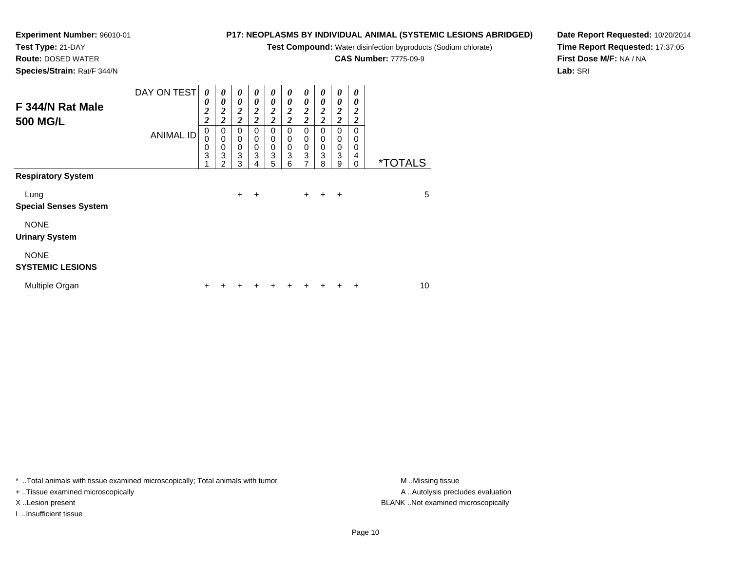**Experiment Number:** 96010-01
**Test Type:** 21-DAY
**Route:** DOSED WATER
**Species/Strain:** Rat/F 344/N

**P17: NEOPLASMS BY INDIVIDUAL ANIMAL (SYSTEMIC LESIONS ABRIDGED)**
**Test Compound:** Water disinfection byproducts (Sodium chlorate)
**CAS Number:** 7775-09-9

**Date Report Requested:** 10/20/2014
**Time Report Requested:** 17:37:05
**First Dose M/F:** NA / NA
**Lab:** SRI

## F 344/N Rat Male 500 MG/L

| DAY ON TEST | 0022 | 0022 | 0022 | 0022 | 0022 | 0022 | 0022 | 0022 | 0022 | 0022 | |
|---|---|---|---|---|---|---|---|---|---|---|---|
| ANIMAL ID | 00031 | 00032 | 00033 | 00034 | 00035 | 00036 | 00037 | 00038 | 00039 | 00040 | *TOTALS |
| **Respiratory System** | | | | | | | | | | | |
| Lung | | | + | + | | | + | + | + | | 5 |
| **Special Senses System** | | | | | | | | | | | |
| NONE | | | | | | | | | | | |
| **Urinary System** | | | | | | | | | | | |
| NONE | | | | | | | | | | | |
| **SYSTEMIC LESIONS** | | | | | | | | | | | |
| Multiple Organ | + | + | + | + | + | + | + | + | + | + | 10 |

* ..Total animals with tissue examined microscopically; Total animals with tumor
+ ..Tissue examined microscopically
X ..Lesion present
I ..Insufficient tissue

M ..Missing tissue
A ..Autolysis precludes evaluation
BLANK ..Not examined microscopically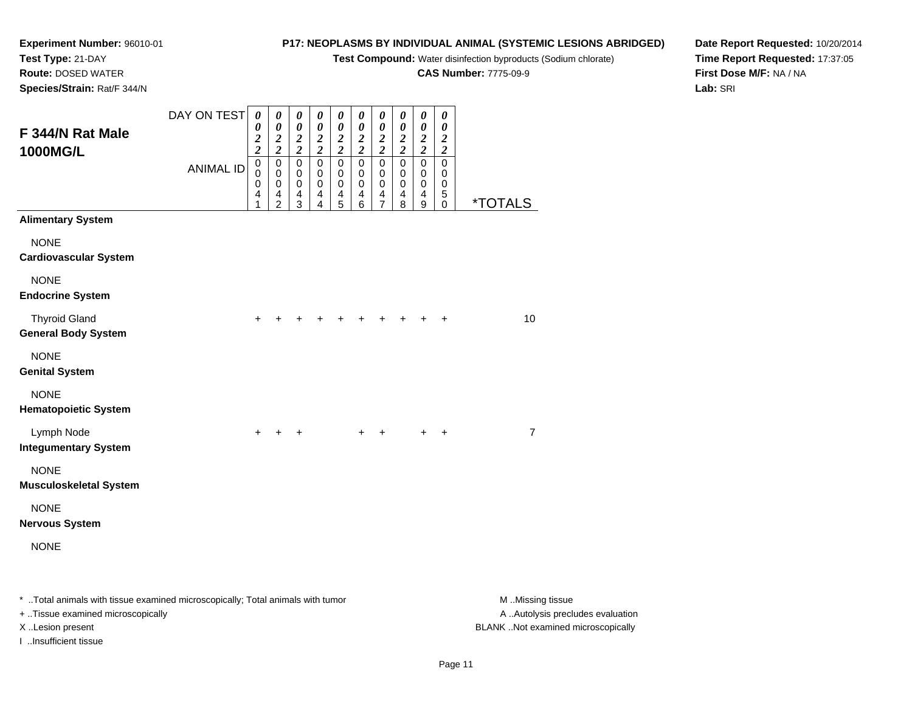**Experiment Number:** 96010-01
**Test Type:** 21-DAY
**Route:** DOSED WATER
**Species/Strain:** Rat/F 344/N

**P17: NEOPLASMS BY INDIVIDUAL ANIMAL (SYSTEMIC LESIONS ABRIDGED)**
**Test Compound:** Water disinfection byproducts (Sodium chlorate)
**CAS Number:** 7775-09-9

**Date Report Requested:** 10/20/2014
**Time Report Requested:** 17:37:05
**First Dose M/F:** NA / NA
**Lab:** SRI

## F 344/N Rat Male 1000MG/L

| DAY ON TEST | 0022 | 0022 | 0022 | 0022 | 0022 | 0022 | 0022 | 0022 | 0022 | 0022 | |
|---|---|---|---|---|---|---|---|---|---|---|---|
| ANIMAL ID | 00041 | 00042 | 00043 | 00044 | 00045 | 00046 | 00047 | 00048 | 00049 | 00050 | *TOTALS |
| **Alimentary System** | | | | | | | | | | | |
| NONE | | | | | | | | | | | |
| **Cardiovascular System** | | | | | | | | | | | |
| NONE | | | | | | | | | | | |
| **Endocrine System** | | | | | | | | | | | |
| Thyroid Gland | + | + | + | + | + | + | + | + | + | + | 10 |
| **General Body System** | | | | | | | | | | | |
| NONE | | | | | | | | | | | |
| **Genital System** | | | | | | | | | | | |
| NONE | | | | | | | | | | | |
| **Hematopoietic System** | | | | | | | | | | | |
| Lymph Node | + | + | + | | | + | + | | + | + | 7 |
| **Integumentary System** | | | | | | | | | | | |
| NONE | | | | | | | | | | | |
| **Musculoskeletal System** | | | | | | | | | | | |
| NONE | | | | | | | | | | | |
| **Nervous System** | | | | | | | | | | | |
| NONE | | | | | | | | | | | |

* ..Total animals with tissue examined microscopically; Total animals with tumor
+ ..Tissue examined microscopically
X ..Lesion present
I ..Insufficient tissue

M ..Missing tissue
A ..Autolysis precludes evaluation
BLANK ..Not examined microscopically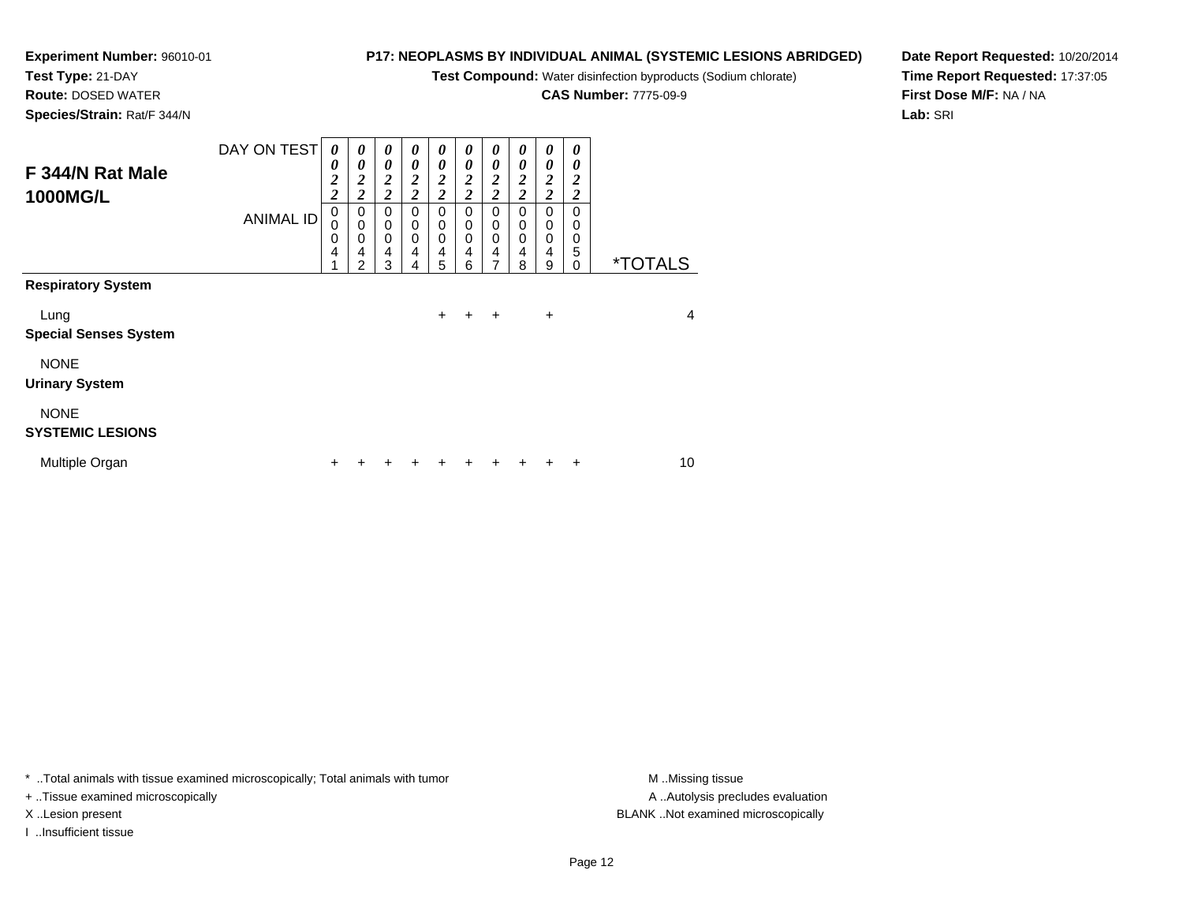**Experiment Number:** 96010-01
**Test Type:** 21-DAY
**Route:** DOSED WATER
**Species/Strain:** Rat/F 344/N

**P17: NEOPLASMS BY INDIVIDUAL ANIMAL (SYSTEMIC LESIONS ABRIDGED)**
**Test Compound:** Water disinfection byproducts (Sodium chlorate)
**CAS Number:** 7775-09-9

**Date Report Requested:** 10/20/2014
**Time Report Requested:** 17:37:05
**First Dose M/F:** NA / NA
**Lab:** SRI

| F 344/N Rat Male 1000MG/L | | | | | | | | | | | |
|---|---|---|---|---|---|---|---|---|---|---|---|
| DAY ON TEST | 0022 | 0022 | 0022 | 0022 | 0022 | 0022 | 0022 | 0022 | 0022 | 0022 | |
| ANIMAL ID | 00041 | 00042 | 00043 | 00044 | 00045 | 00046 | 00047 | 00048 | 00049 | 00050 | *TOTALS |
| **Respiratory System** | | | | | | | | | | | |
| Lung | | | | | + | + | + | | + | | 4 |
| **Special Senses System** | | | | | | | | | | | |
| NONE | | | | | | | | | | | |
| **Urinary System** | | | | | | | | | | | |
| NONE | | | | | | | | | | | |
| **SYSTEMIC LESIONS** | | | | | | | | | | | |
| Multiple Organ | + | + | + | + | + | + | + | + | + | + | 10 |

* ..Total animals with tissue examined microscopically; Total animals with tumor
+ ..Tissue examined microscopically
X ..Lesion present
I ..Insufficient tissue

M ..Missing tissue
A ..Autolysis precludes evaluation
BLANK ..Not examined microscopically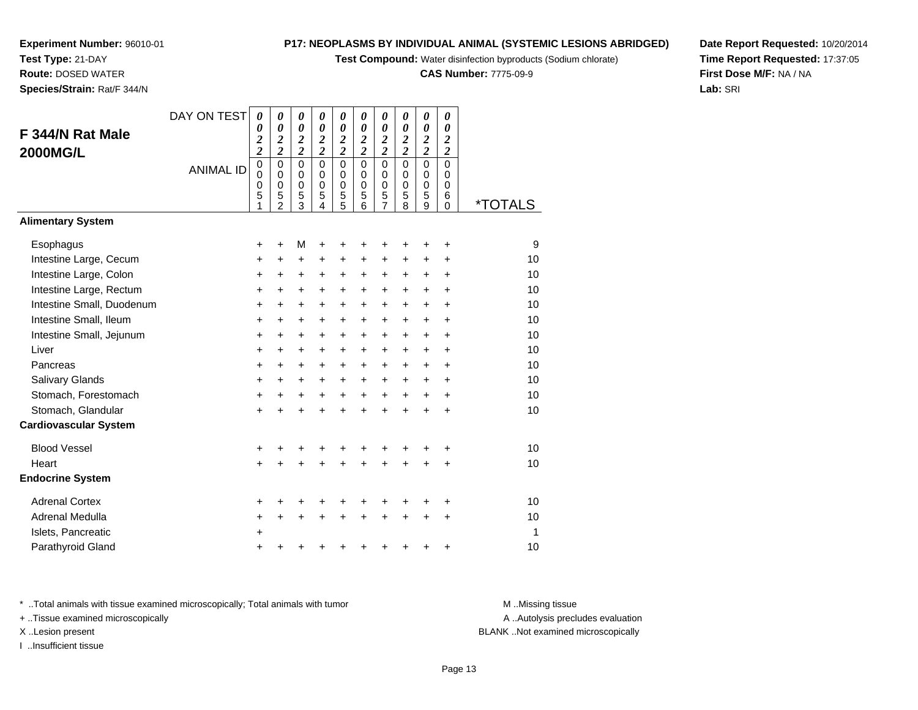**Experiment Number:** 96010-01
**Test Type:** 21-DAY
**Route:** DOSED WATER
**Species/Strain:** Rat/F 344/N

**P17: NEOPLASMS BY INDIVIDUAL ANIMAL (SYSTEMIC LESIONS ABRIDGED)**
**Test Compound:** Water disinfection byproducts (Sodium chlorate)
**CAS Number:** 7775-09-9

**Date Report Requested:** 10/20/2014
**Time Report Requested:** 17:37:05
**First Dose M/F:** NA / NA
**Lab:** SRI

| F 344/N Rat Male 2000MG/L | | | | | | | | | | | |
|---|---|---|---|---|---|---|---|---|---|---|---|
| DAY ON TEST | 0022 | 0022 | 0022 | 0022 | 0022 | 0022 | 0022 | 0022 | 0022 | 0022 | |
| ANIMAL ID | 00051 | 00052 | 00053 | 00054 | 00055 | 00056 | 00057 | 00058 | 00059 | 00060 | *TOTALS |
| **Alimentary System** | | | | | | | | | | | |
| Esophagus | + | + | M | + | + | + | + | + | + | + | 9 |
| Intestine Large, Cecum | + | + | + | + | + | + | + | + | + | + | 10 |
| Intestine Large, Colon | + | + | + | + | + | + | + | + | + | + | 10 |
| Intestine Large, Rectum | + | + | + | + | + | + | + | + | + | + | 10 |
| Intestine Small, Duodenum | + | + | + | + | + | + | + | + | + | + | 10 |
| Intestine Small, Ileum | + | + | + | + | + | + | + | + | + | + | 10 |
| Intestine Small, Jejunum | + | + | + | + | + | + | + | + | + | + | 10 |
| Liver | + | + | + | + | + | + | + | + | + | + | 10 |
| Pancreas | + | + | + | + | + | + | + | + | + | + | 10 |
| Salivary Glands | + | + | + | + | + | + | + | + | + | + | 10 |
| Stomach, Forestomach | + | + | + | + | + | + | + | + | + | + | 10 |
| Stomach, Glandular | + | + | + | + | + | + | + | + | + | + | 10 |
| **Cardiovascular System** | | | | | | | | | | | |
| Blood Vessel | + | + | + | + | + | + | + | + | + | + | 10 |
| Heart | + | + | + | + | + | + | + | + | + | + | 10 |
| **Endocrine System** | | | | | | | | | | | |
| Adrenal Cortex | + | + | + | + | + | + | + | + | + | + | 10 |
| Adrenal Medulla | + | + | + | + | + | + | + | + | + | + | 10 |
| Islets, Pancreatic | + | | | | | | | | | | 1 |
| Parathyroid Gland | + | + | + | + | + | + | + | + | + | + | 10 |

\* ..Total animals with tissue examined microscopically; Total animals with tumor
\+ ..Tissue examined microscopically
X ..Lesion present
I ..Insufficient tissue

M ..Missing tissue
A ..Autolysis precludes evaluation
BLANK ..Not examined microscopically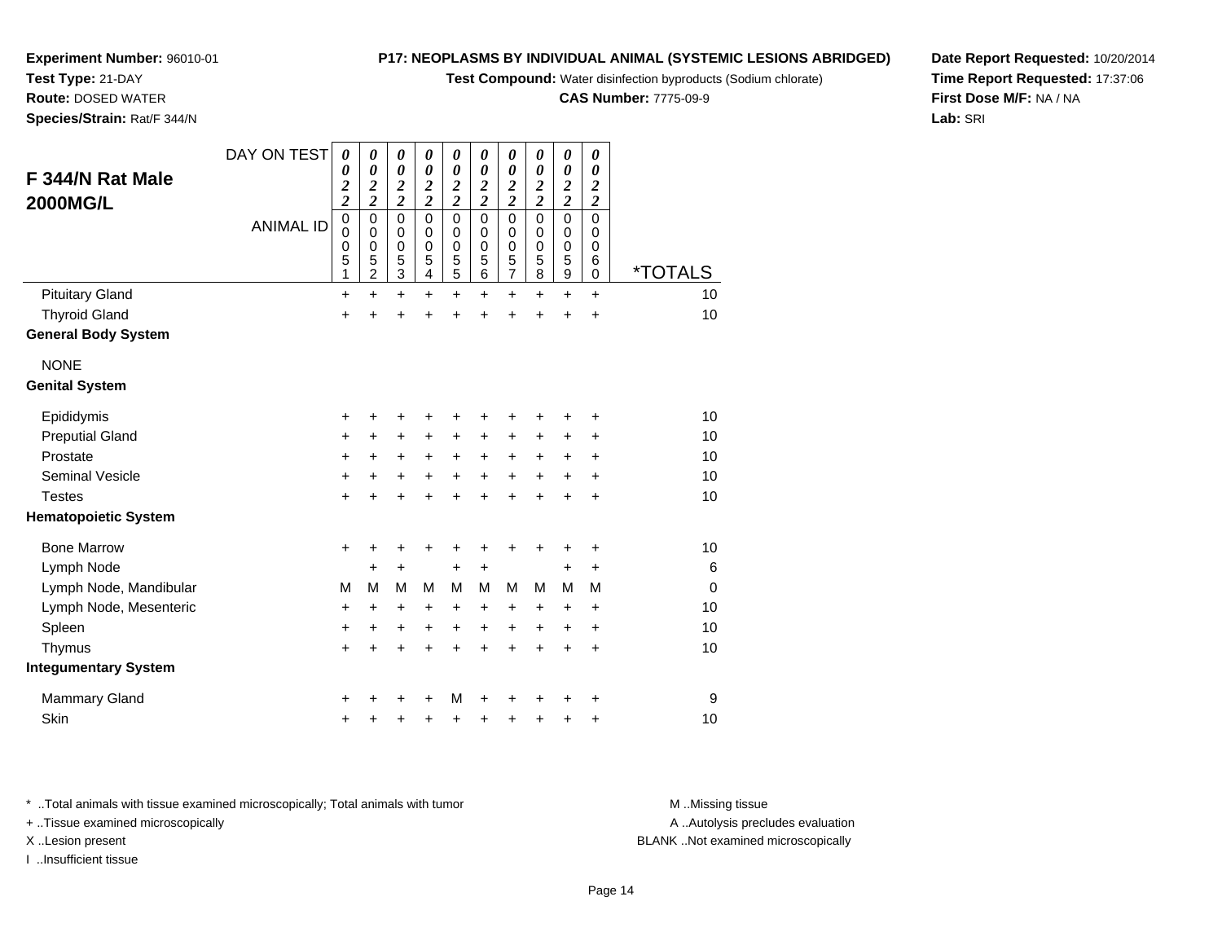**Experiment Number:** 96010-01
**Test Type:** 21-DAY
**Route:** DOSED WATER
**Species/Strain:** Rat/F 344/N

**P17: NEOPLASMS BY INDIVIDUAL ANIMAL (SYSTEMIC LESIONS ABRIDGED)**
**Test Compound:** Water disinfection byproducts (Sodium chlorate)
**CAS Number:** 7775-09-9

**Date Report Requested:** 10/20/2014
**Time Report Requested:** 17:37:06
**First Dose M/F:** NA / NA
**Lab:** SRI

## F 344/N Rat Male 2000MG/L

| DAY ON TEST | 0022 | 0022 | 0022 | 0022 | 0022 | 0022 | 0022 | 0022 | 0022 | 0022 | |
|---|---|---|---|---|---|---|---|---|---|---|---|
| ANIMAL ID | 00051 | 00052 | 00053 | 00054 | 00055 | 00056 | 00057 | 00058 | 00059 | 00060 | *TOTALS |
| Pituitary Gland | + | + | + | + | + | + | + | + | + | + | 10 |
| Thyroid Gland | + | + | + | + | + | + | + | + | + | + | 10 |
| **General Body System** | | | | | | | | | | | |
| NONE | | | | | | | | | | | |
| **Genital System** | | | | | | | | | | | |
| Epididymis | + | + | + | + | + | + | + | + | + | + | 10 |
| Preputial Gland | + | + | + | + | + | + | + | + | + | + | 10 |
| Prostate | + | + | + | + | + | + | + | + | + | + | 10 |
| Seminal Vesicle | + | + | + | + | + | + | + | + | + | + | 10 |
| Testes | + | + | + | + | + | + | + | + | + | + | 10 |
| **Hematopoietic System** | | | | | | | | | | | |
| Bone Marrow | + | + | + | + | + | + | + | + | + | + | 10 |
| Lymph Node | | + | + | | + | + | | | + | + | 6 |
| Lymph Node, Mandibular | M | M | M | M | M | M | M | M | M | M | 0 |
| Lymph Node, Mesenteric | + | + | + | + | + | + | + | + | + | + | 10 |
| Spleen | + | + | + | + | + | + | + | + | + | + | 10 |
| Thymus | + | + | + | + | + | + | + | + | + | + | 10 |
| **Integumentary System** | | | | | | | | | | | |
| Mammary Gland | + | + | + | + | M | + | + | + | + | + | 9 |
| Skin | + | + | + | + | + | + | + | + | + | + | 10 |

\* ..Total animals with tissue examined microscopically; Total animals with tumor
+ ..Tissue examined microscopically
X ..Lesion present
I ..Insufficient tissue

M ..Missing tissue
A ..Autolysis precludes evaluation
BLANK ..Not examined microscopically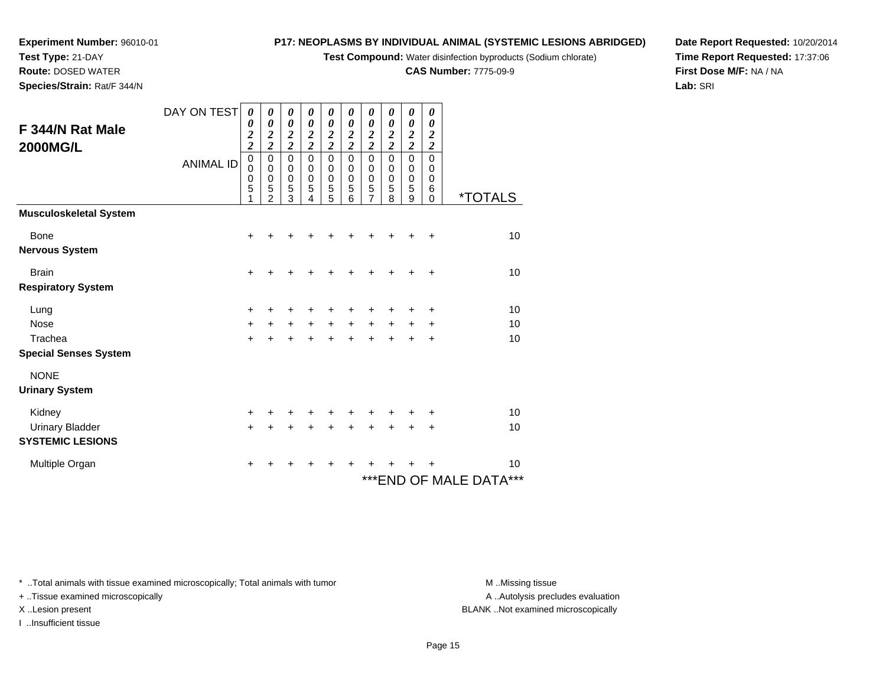**Experiment Number:** 96010-01
**Test Type:** 21-DAY
**Route:** DOSED WATER
**Species/Strain:** Rat/F 344/N

**P17: NEOPLASMS BY INDIVIDUAL ANIMAL (SYSTEMIC LESIONS ABRIDGED)**
**Test Compound:** Water disinfection byproducts (Sodium chlorate)
**CAS Number:** 7775-09-9

**Date Report Requested:** 10/20/2014
**Time Report Requested:** 17:37:06
**First Dose M/F:** NA / NA
**Lab:** SRI

## F 344/N Rat Male 2000MG/L

| DAY ON TEST | 0022 | 0022 | 0022 | 0022 | 0022 | 0022 | 0022 | 0022 | 0022 | 0022 | |
|---|---|---|---|---|---|---|---|---|---|---|---|
| ANIMAL ID | 00051 | 00052 | 00053 | 00054 | 00055 | 00056 | 00057 | 00058 | 00059 | 00060 | *TOTALS |
| **Musculoskeletal System** | | | | | | | | | | | |
| Bone | + | + | + | + | + | + | + | + | + | + | 10 |
| **Nervous System** | | | | | | | | | | | |
| Brain | + | + | + | + | + | + | + | + | + | + | 10 |
| **Respiratory System** | | | | | | | | | | | |
| Lung | + | + | + | + | + | + | + | + | + | + | 10 |
| Nose | + | + | + | + | + | + | + | + | + | + | 10 |
| Trachea | + | + | + | + | + | + | + | + | + | + | 10 |
| **Special Senses System** | | | | | | | | | | | |
| NONE | | | | | | | | | | | |
| **Urinary System** | | | | | | | | | | | |
| Kidney | + | + | + | + | + | + | + | + | + | + | 10 |
| Urinary Bladder | + | + | + | + | + | + | + | + | + | + | 10 |
| **SYSTEMIC LESIONS** | | | | | | | | | | | |
| Multiple Organ | + | + | + | + | + | + | + | + | + | + | 10 |

***END OF MALE DATA***

* ..Total animals with tissue examined microscopically; Total animals with tumor
+ ..Tissue examined microscopically
X ..Lesion present
I ..Insufficient tissue

M ..Missing tissue
A ..Autolysis precludes evaluation
BLANK ..Not examined microscopically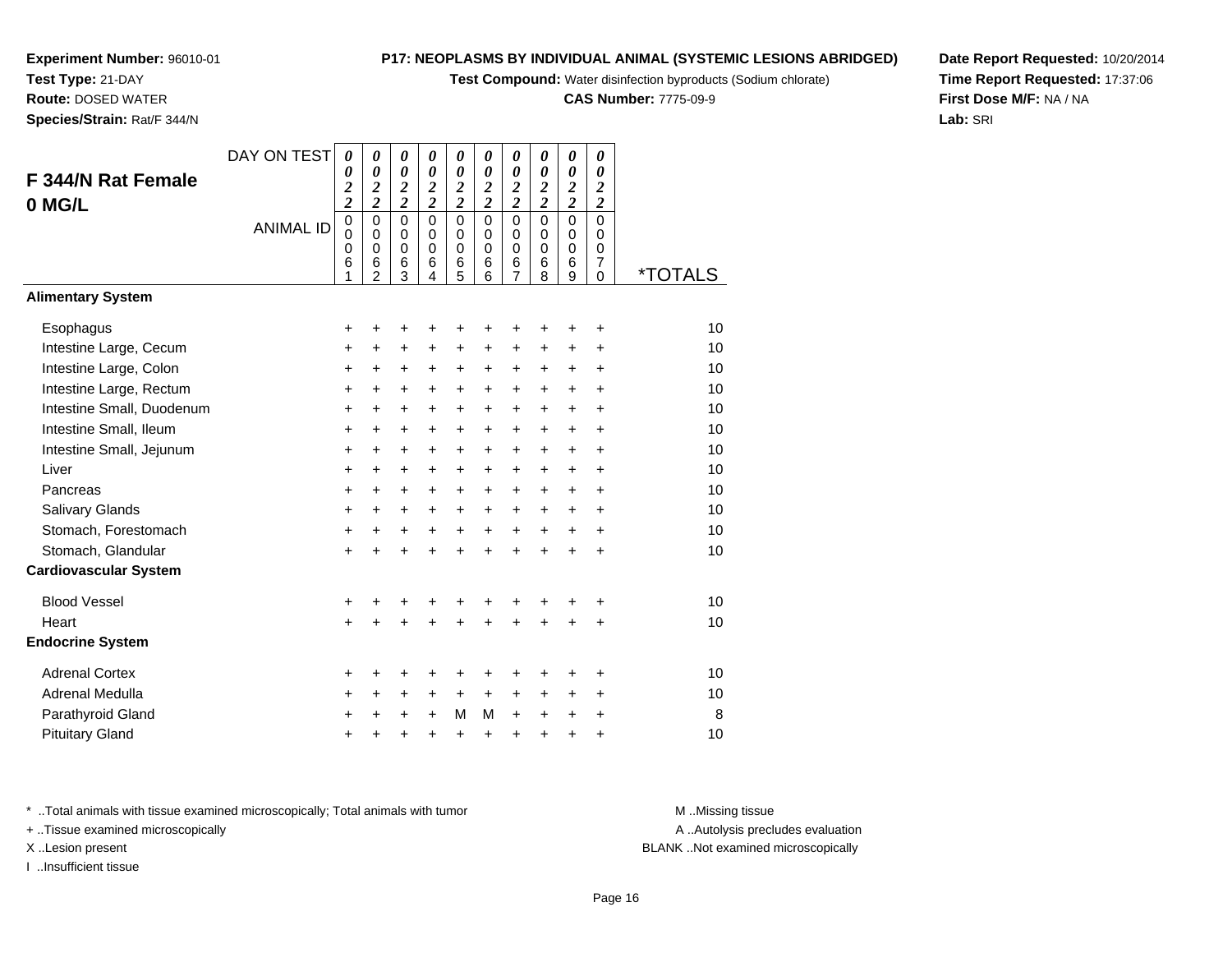**Experiment Number:** 96010-01
**Test Type:** 21-DAY
**Route:** DOSED WATER
**Species/Strain:** Rat/F 344/N

**P17: NEOPLASMS BY INDIVIDUAL ANIMAL (SYSTEMIC LESIONS ABRIDGED)**
**Test Compound:** Water disinfection byproducts (Sodium chlorate)
**CAS Number:** 7775-09-9

**Date Report Requested:** 10/20/2014
**Time Report Requested:** 17:37:06
**First Dose M/F:** NA / NA
**Lab:** SRI

## F 344/N Rat Female 0 MG/L

| DAY ON TEST | 0022 | 0022 | 0022 | 0022 | 0022 | 0022 | 0022 | 0022 | 0022 | 0022 | |
|---|---|---|---|---|---|---|---|---|---|---|---|
| ANIMAL ID | 00061 | 00062 | 00063 | 00064 | 00065 | 00066 | 00067 | 00068 | 00069 | 00070 | *TOTALS |
| **Alimentary System** | | | | | | | | | | | |
| Esophagus | + | + | + | + | + | + | + | + | + | + | 10 |
| Intestine Large, Cecum | + | + | + | + | + | + | + | + | + | + | 10 |
| Intestine Large, Colon | + | + | + | + | + | + | + | + | + | + | 10 |
| Intestine Large, Rectum | + | + | + | + | + | + | + | + | + | + | 10 |
| Intestine Small, Duodenum | + | + | + | + | + | + | + | + | + | + | 10 |
| Intestine Small, Ileum | + | + | + | + | + | + | + | + | + | + | 10 |
| Intestine Small, Jejunum | + | + | + | + | + | + | + | + | + | + | 10 |
| Liver | + | + | + | + | + | + | + | + | + | + | 10 |
| Pancreas | + | + | + | + | + | + | + | + | + | + | 10 |
| Salivary Glands | + | + | + | + | + | + | + | + | + | + | 10 |
| Stomach, Forestomach | + | + | + | + | + | + | + | + | + | + | 10 |
| Stomach, Glandular | + | + | + | + | + | + | + | + | + | + | 10 |
| **Cardiovascular System** | | | | | | | | | | | |
| Blood Vessel | + | + | + | + | + | + | + | + | + | + | 10 |
| Heart | + | + | + | + | + | + | + | + | + | + | 10 |
| **Endocrine System** | | | | | | | | | | | |
| Adrenal Cortex | + | + | + | + | + | + | + | + | + | + | 10 |
| Adrenal Medulla | + | + | + | + | + | + | + | + | + | + | 10 |
| Parathyroid Gland | + | + | + | + | M | M | + | + | + | + | 8 |
| Pituitary Gland | + | + | + | + | + | + | + | + | + | + | 10 |

* ..Total animals with tissue examined microscopically; Total animals with tumor
+ ..Tissue examined microscopically
X ..Lesion present
I ..Insufficient tissue

M ..Missing tissue
A ..Autolysis precludes evaluation
BLANK ..Not examined microscopically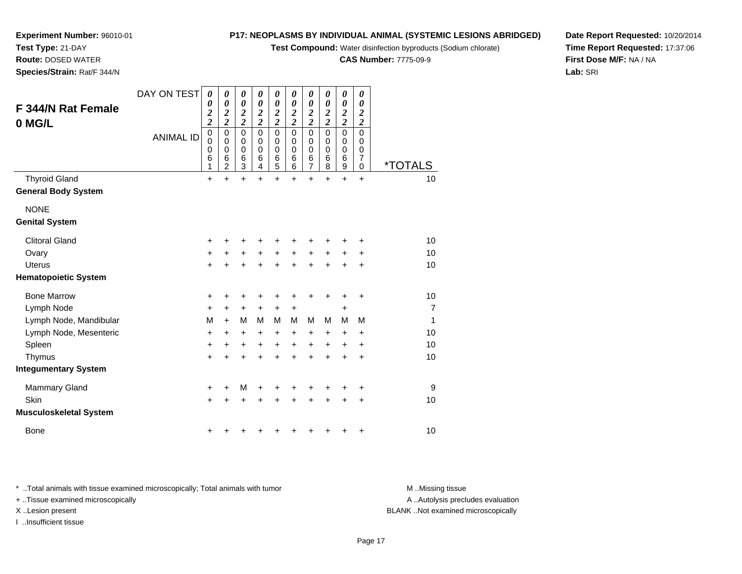**Experiment Number:** 96010-01
**Test Type:** 21-DAY
**Route:** DOSED WATER
**Species/Strain:** Rat/F 344/N

**P17: NEOPLASMS BY INDIVIDUAL ANIMAL (SYSTEMIC LESIONS ABRIDGED)**
**Test Compound:** Water disinfection byproducts (Sodium chlorate)
**CAS Number:** 7775-09-9

**Date Report Requested:** 10/20/2014
**Time Report Requested:** 17:37:06
**First Dose M/F:** NA / NA
**Lab:** SRI

## F 344/N Rat Female 0 MG/L

| DAY ON TEST | 0022 | 0022 | 0022 | 0022 | 0022 | 0022 | 0022 | 0022 | 0022 | 0022 | |
|---|---|---|---|---|---|---|---|---|---|---|---|
| ANIMAL ID | 00061 | 00062 | 00063 | 00064 | 00065 | 00066 | 00067 | 00068 | 00069 | 00070 | *TOTALS |
| Thyroid Gland | + | + | + | + | + | + | + | + | + | + | 10 |
| **General Body System** | | | | | | | | | | | |
| NONE | | | | | | | | | | | |
| **Genital System** | | | | | | | | | | | |
| Clitoral Gland | + | + | + | + | + | + | + | + | + | + | 10 |
| Ovary | + | + | + | + | + | + | + | + | + | + | 10 |
| Uterus | + | + | + | + | + | + | + | + | + | + | 10 |
| **Hematopoietic System** | | | | | | | | | | | |
| Bone Marrow | + | + | + | + | + | + | + | + | + | + | 10 |
| Lymph Node | + | + | + | + | + | + | | | + | | 7 |
| Lymph Node, Mandibular | M | + | M | M | M | M | M | M | M | M | 1 |
| Lymph Node, Mesenteric | + | + | + | + | + | + | + | + | + | + | 10 |
| Spleen | + | + | + | + | + | + | + | + | + | + | 10 |
| Thymus | + | + | + | + | + | + | + | + | + | + | 10 |
| **Integumentary System** | | | | | | | | | | | |
| Mammary Gland | + | + | M | + | + | + | + | + | + | + | 9 |
| Skin | + | + | + | + | + | + | + | + | + | + | 10 |
| **Musculoskeletal System** | | | | | | | | | | | |
| Bone | + | + | + | + | + | + | + | + | + | + | 10 |

\* ..Total animals with tissue examined microscopically; Total animals with tumor
\+ ..Tissue examined microscopically
X ..Lesion present
I ..Insufficient tissue

M ..Missing tissue
A ..Autolysis precludes evaluation
BLANK ..Not examined microscopically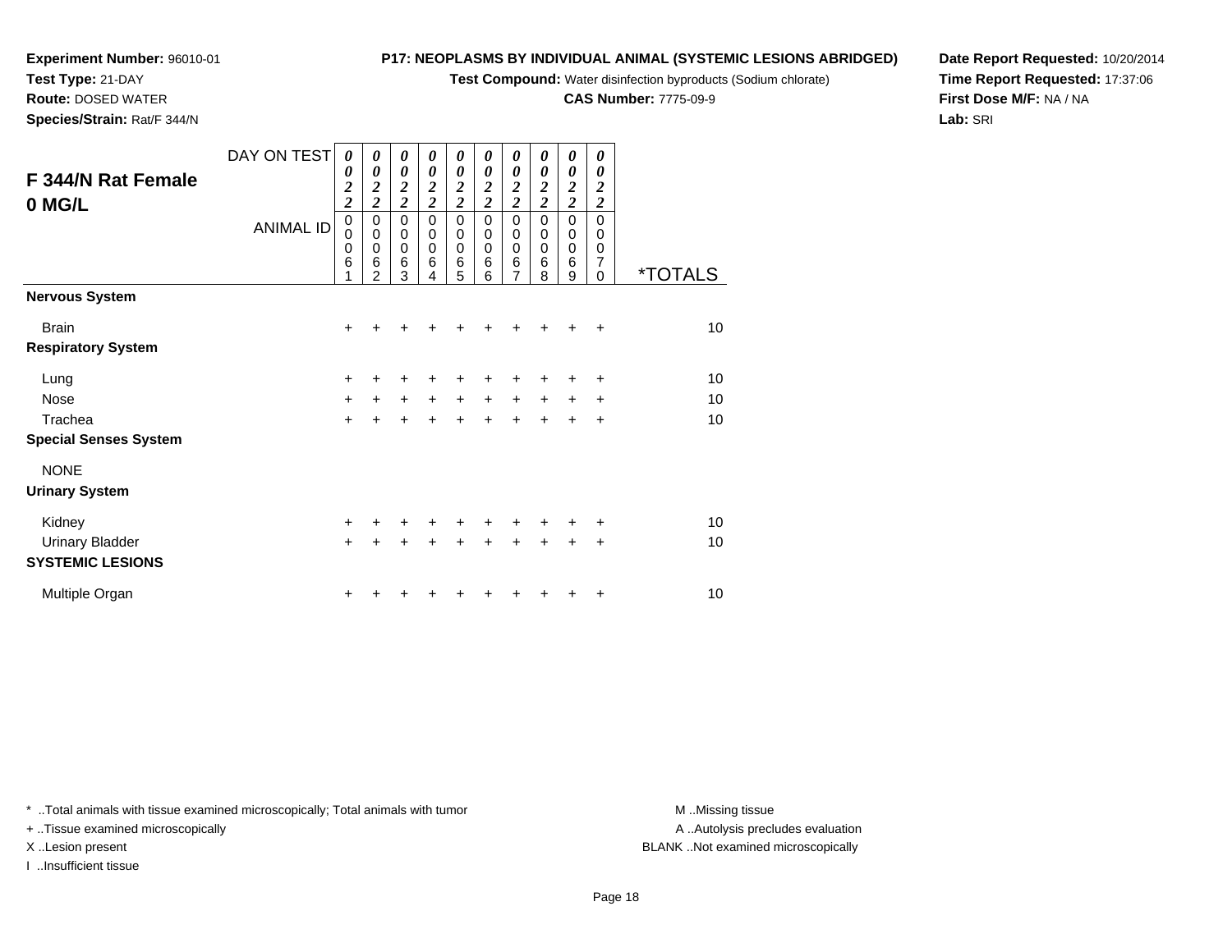**Experiment Number:** 96010-01
**Test Type:** 21-DAY
**Route:** DOSED WATER
**Species/Strain:** Rat/F 344/N

**P17: NEOPLASMS BY INDIVIDUAL ANIMAL (SYSTEMIC LESIONS ABRIDGED)**
**Test Compound:** Water disinfection byproducts (Sodium chlorate)
**CAS Number:** 7775-09-9

**Date Report Requested:** 10/20/2014
**Time Report Requested:** 17:37:06
**First Dose M/F:** NA / NA
**Lab:** SRI

## F 344/N Rat Female 0 MG/L

| DAY ON TEST | 0022 | 0022 | 0022 | 0022 | 0022 | 0022 | 0022 | 0022 | 0022 | 0022 | |
|---|---|---|---|---|---|---|---|---|---|---|---|
| **ANIMAL ID** | 00061 | 00062 | 00063 | 00064 | 00065 | 00066 | 00067 | 00068 | 00069 | 00070 | ***TOTALS** |
| **Nervous System** | | | | | | | | | | | |
| Brain | + | + | + | + | + | + | + | + | + | + | 10 |
| **Respiratory System** | | | | | | | | | | | |
| Lung | + | + | + | + | + | + | + | + | + | + | 10 |
| Nose | + | + | + | + | + | + | + | + | + | + | 10 |
| Trachea | + | + | + | + | + | + | + | + | + | + | 10 |
| **Special Senses System** | | | | | | | | | | | |
| NONE | | | | | | | | | | | |
| **Urinary System** | | | | | | | | | | | |
| Kidney | + | + | + | + | + | + | + | + | + | + | 10 |
| Urinary Bladder | + | + | + | + | + | + | + | + | + | + | 10 |
| **SYSTEMIC LESIONS** | | | | | | | | | | | |
| Multiple Organ | + | + | + | + | + | + | + | + | + | + | 10 |

\* ..Total animals with tissue examined microscopically; Total animals with tumor
+ ..Tissue examined microscopically
X ..Lesion present
I ..Insufficient tissue

M ..Missing tissue
A ..Autolysis precludes evaluation
BLANK ..Not examined microscopically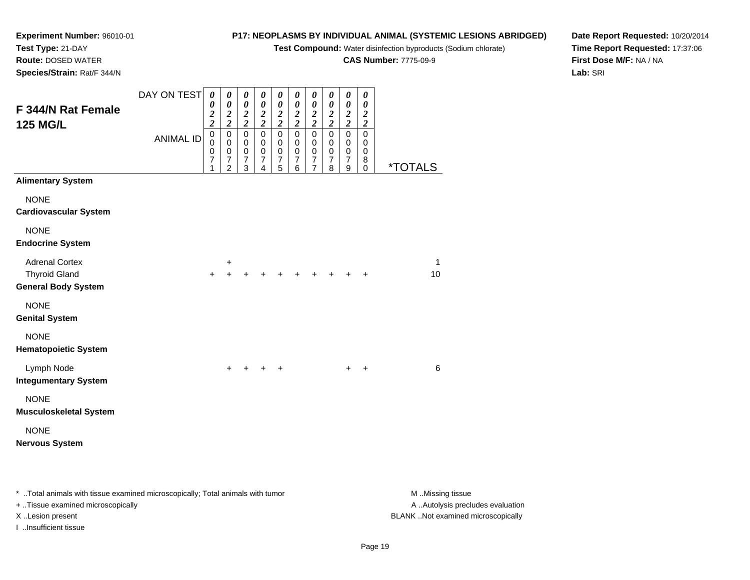**Experiment Number:** 96010-01
**Test Type:** 21-DAY
**Route:** DOSED WATER
**Species/Strain:** Rat/F 344/N

**P17: NEOPLASMS BY INDIVIDUAL ANIMAL (SYSTEMIC LESIONS ABRIDGED)**
**Test Compound:** Water disinfection byproducts (Sodium chlorate)
**CAS Number:** 7775-09-9

**Date Report Requested:** 10/20/2014
**Time Report Requested:** 17:37:06
**First Dose M/F:** NA / NA
**Lab:** SRI

## F 344/N Rat Female 125 MG/L

| DAY ON TEST | 0022 | 0022 | 0022 | 0022 | 0022 | 0022 | 0022 | 0022 | 0022 | 0022 | |
|---|---|---|---|---|---|---|---|---|---|---|---|
| **ANIMAL ID** | 00071 | 00072 | 00073 | 00074 | 00075 | 00076 | 00077 | 00078 | 00079 | 00080 | ***TOTALS** |
| **Alimentary System** | | | | | | | | | | | |
| NONE | | | | | | | | | | | |
| **Cardiovascular System** | | | | | | | | | | | |
| NONE | | | | | | | | | | | |
| **Endocrine System** | | | | | | | | | | | |
| Adrenal Cortex | | + | | | | | | | | | 1 |
| Thyroid Gland | + | + | + | + | + | + | + | + | + | + | 10 |
| **General Body System** | | | | | | | | | | | |
| NONE | | | | | | | | | | | |
| **Genital System** | | | | | | | | | | | |
| NONE | | | | | | | | | | | |
| **Hematopoietic System** | | | | | | | | | | | |
| Lymph Node | | + | + | + | + | | | | + | + | 6 |
| **Integumentary System** | | | | | | | | | | | |
| NONE | | | | | | | | | | | |
| **Musculoskeletal System** | | | | | | | | | | | |
| NONE | | | | | | | | | | | |
| **Nervous System** | | | | | | | | | | | |

* ..Total animals with tissue examined microscopically; Total animals with tumor
+ ..Tissue examined microscopically
X ..Lesion present
I ..Insufficient tissue

M ..Missing tissue
A ..Autolysis precludes evaluation
BLANK ..Not examined microscopically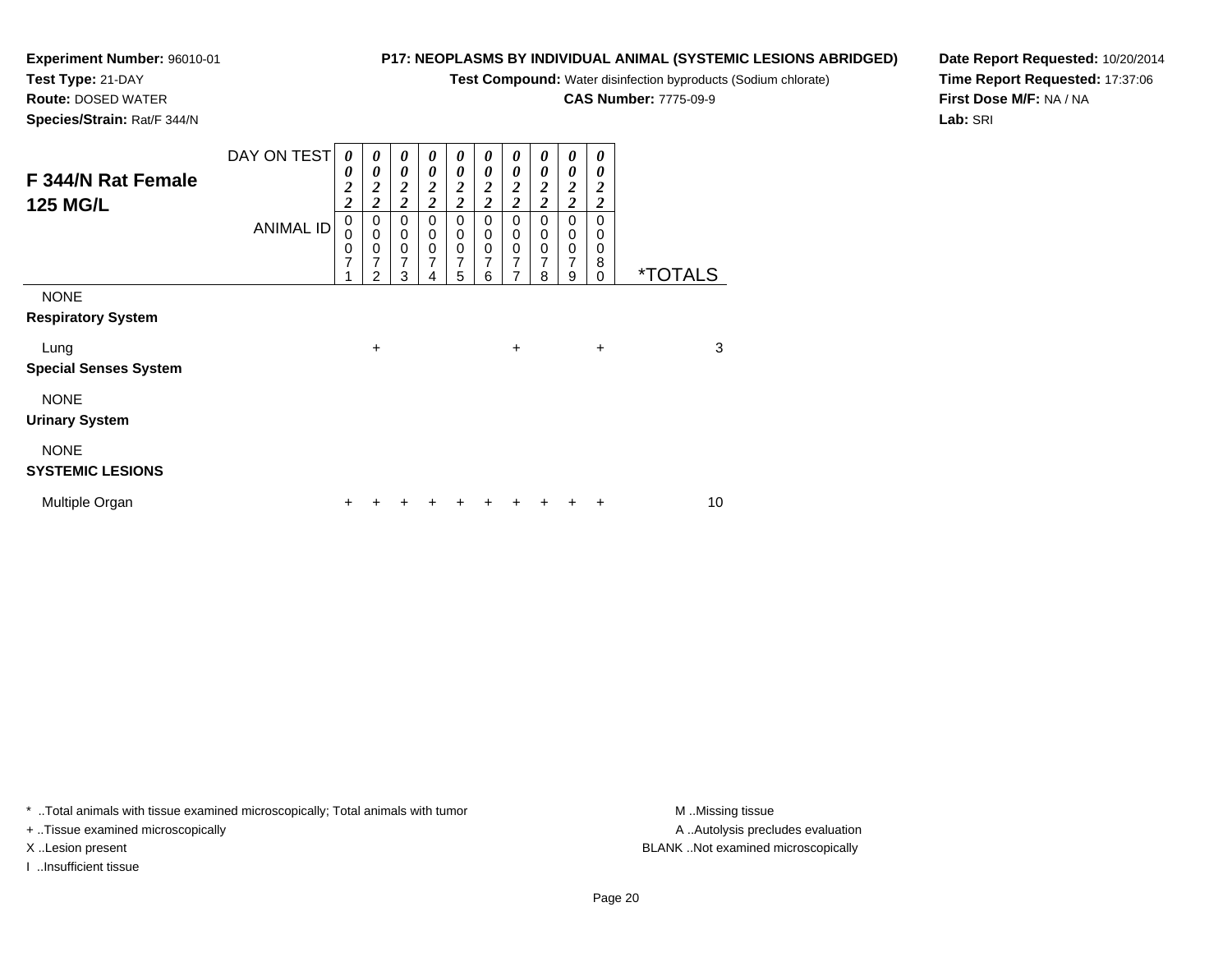**Experiment Number:** 96010-01
**Test Type:** 21-DAY
**Route:** DOSED WATER
**Species/Strain:** Rat/F 344/N

**P17: NEOPLASMS BY INDIVIDUAL ANIMAL (SYSTEMIC LESIONS ABRIDGED)**
**Test Compound:** Water disinfection byproducts (Sodium chlorate)
**CAS Number:** 7775-09-9

**Date Report Requested:** 10/20/2014
**Time Report Requested:** 17:37:06
**First Dose M/F:** NA / NA
**Lab:** SRI

## F 344/N Rat Female 125 MG/L

| DAY ON TEST | 0022 | 0022 | 0022 | 0022 | 0022 | 0022 | 0022 | 0022 | 0022 | 0022 | |
|---|---|---|---|---|---|---|---|---|---|---|---|
| ANIMAL ID | 00071 | 00072 | 00073 | 00074 | 00075 | 00076 | 00077 | 00078 | 00079 | 00080 | *TOTALS |
| NONE | | | | | | | | | | | |
| **Respiratory System** | | | | | | | | | | | |
| Lung | | + | | | | | + | | | + | 3 |
| **Special Senses System** | | | | | | | | | | | |
| NONE | | | | | | | | | | | |
| **Urinary System** | | | | | | | | | | | |
| NONE | | | | | | | | | | | |
| **SYSTEMIC LESIONS** | | | | | | | | | | | |
| Multiple Organ | + | + | + | + | + | + | + | + | + | + | 10 |

* ..Total animals with tissue examined microscopically; Total animals with tumor
+ ..Tissue examined microscopically
X ..Lesion present
I ..Insufficient tissue

M ..Missing tissue
A ..Autolysis precludes evaluation
BLANK ..Not examined microscopically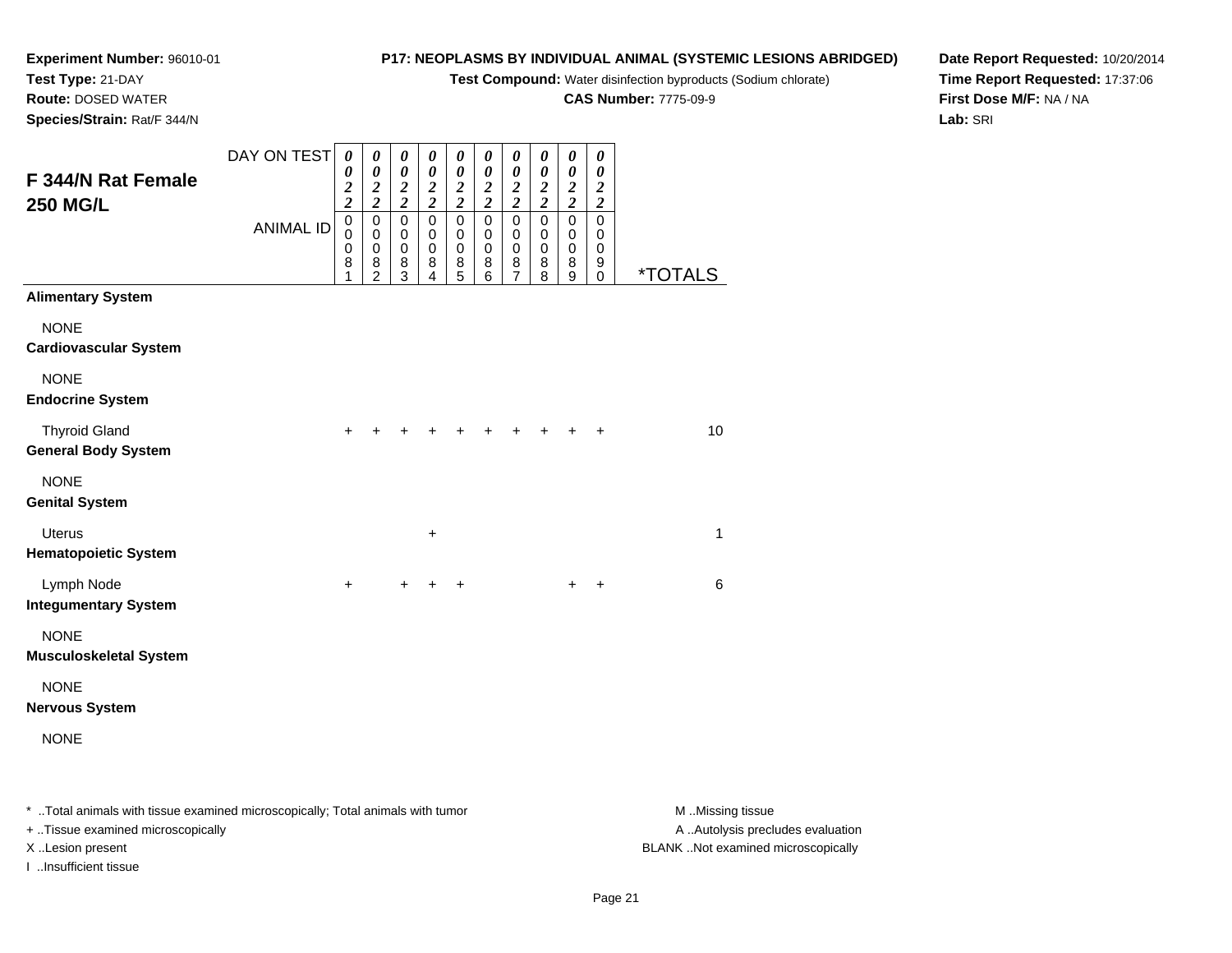**Experiment Number:** 96010-01
**Test Type:** 21-DAY
**Route:** DOSED WATER
**Species/Strain:** Rat/F 344/N

**P17: NEOPLASMS BY INDIVIDUAL ANIMAL (SYSTEMIC LESIONS ABRIDGED)**
**Test Compound:** Water disinfection byproducts (Sodium chlorate)
**CAS Number:** 7775-09-9

**Date Report Requested:** 10/20/2014
**Time Report Requested:** 17:37:06
**First Dose M/F:** NA / NA
**Lab:** SRI

## F 344/N Rat Female 250 MG/L

| DAY ON TEST | 0022 | 0022 | 0022 | 0022 | 0022 | 0022 | 0022 | 0022 | 0022 | 0022 | |
|---|---|---|---|---|---|---|---|---|---|---|---|
| ANIMAL ID | 00081 | 00082 | 00083 | 00084 | 00085 | 00086 | 00087 | 00088 | 00089 | 00090 | *TOTALS |
| **Alimentary System** | | | | | | | | | | | |
| NONE | | | | | | | | | | | |
| **Cardiovascular System** | | | | | | | | | | | |
| NONE | | | | | | | | | | | |
| **Endocrine System** | | | | | | | | | | | |
| Thyroid Gland | + | + | + | + | + | + | + | + | + | + | 10 |
| **General Body System** | | | | | | | | | | | |
| NONE | | | | | | | | | | | |
| **Genital System** | | | | | | | | | | | |
| Uterus | | | | + | | | | | | | 1 |
| **Hematopoietic System** | | | | | | | | | | | |
| Lymph Node | + | | + | + | + | | | | + | + | 6 |
| **Integumentary System** | | | | | | | | | | | |
| NONE | | | | | | | | | | | |
| **Musculoskeletal System** | | | | | | | | | | | |
| NONE | | | | | | | | | | | |
| **Nervous System** | | | | | | | | | | | |
| NONE | | | | | | | | | | | |

* ..Total animals with tissue examined microscopically; Total animals with tumor
+ ..Tissue examined microscopically
X ..Lesion present
I ..Insufficient tissue

M ..Missing tissue
A ..Autolysis precludes evaluation
BLANK ..Not examined microscopically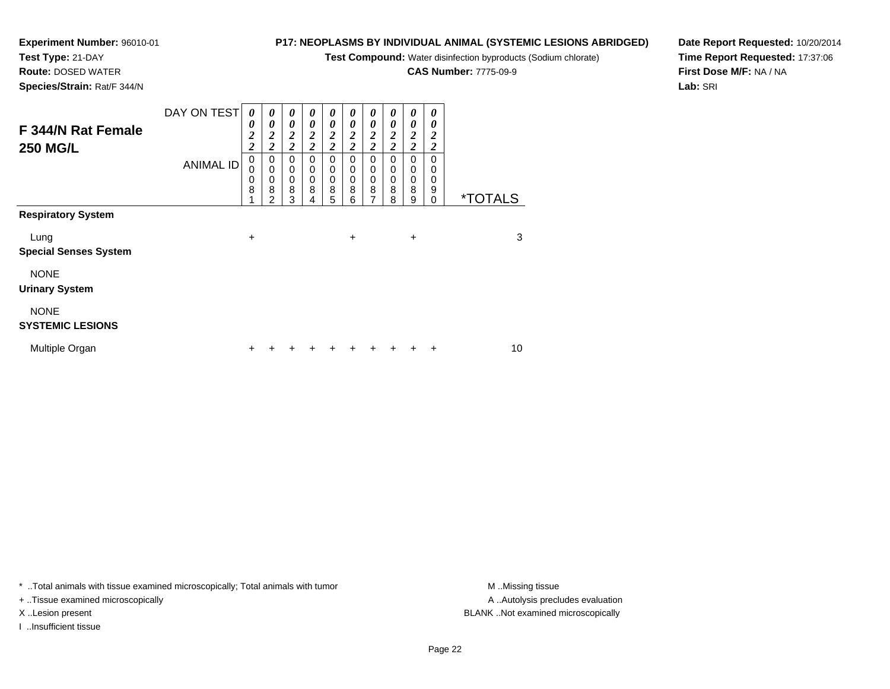**Experiment Number:** 96010-01
**Test Type:** 21-DAY
**Route:** DOSED WATER
**Species/Strain:** Rat/F 344/N

**P17: NEOPLASMS BY INDIVIDUAL ANIMAL (SYSTEMIC LESIONS ABRIDGED)**
**Test Compound:** Water disinfection byproducts (Sodium chlorate)
**CAS Number:** 7775-09-9

**Date Report Requested:** 10/20/2014
**Time Report Requested:** 17:37:06
**First Dose M/F:** NA / NA
**Lab:** SRI

## F 344/N Rat Female 250 MG/L

| DAY ON TEST | 0022 | 0022 | 0022 | 0022 | 0022 | 0022 | 0022 | 0022 | 0022 | 0022 | |
|---|---|---|---|---|---|---|---|---|---|---|---|
| ANIMAL ID | 00081 | 00082 | 00083 | 00084 | 00085 | 00086 | 00087 | 00088 | 00089 | 00090 | *TOTALS |
| **Respiratory System** | | | | | | | | | | | |
| Lung | + | | | | | + | | | + | | 3 |
| **Special Senses System** | | | | | | | | | | | |
| NONE | | | | | | | | | | | |
| **Urinary System** | | | | | | | | | | | |
| NONE | | | | | | | | | | | |
| **SYSTEMIC LESIONS** | | | | | | | | | | | |
| Multiple Organ | + | + | + | + | + | + | + | + | + | + | 10 |

* ..Total animals with tissue examined microscopically; Total animals with tumor
+ ..Tissue examined microscopically
X ..Lesion present
I ..Insufficient tissue

M ..Missing tissue
A ..Autolysis precludes evaluation
BLANK ..Not examined microscopically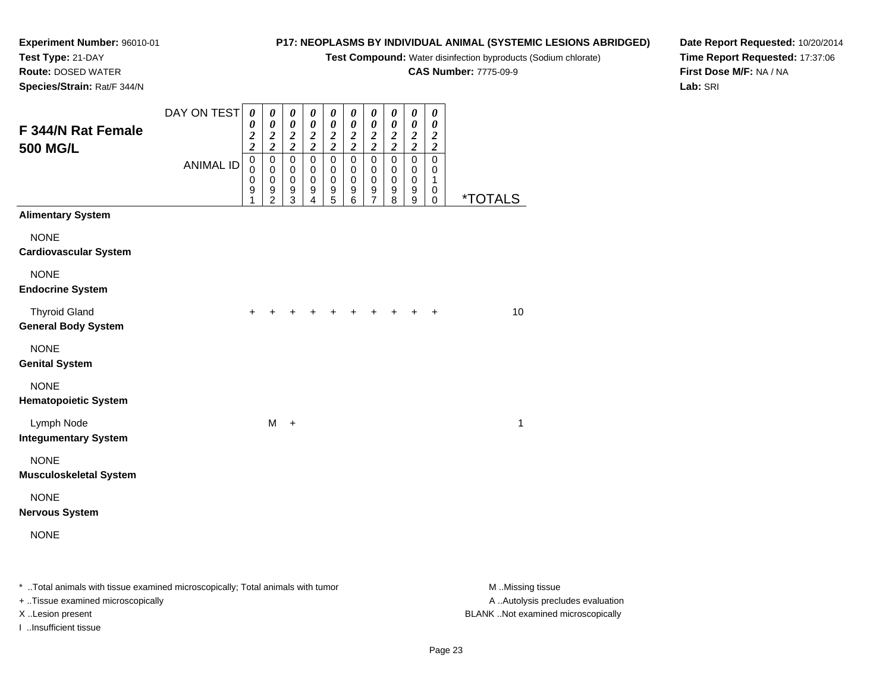**Experiment Number:** 96010-01
**Test Type:** 21-DAY
**Route:** DOSED WATER
**Species/Strain:** Rat/F 344/N

**P17: NEOPLASMS BY INDIVIDUAL ANIMAL (SYSTEMIC LESIONS ABRIDGED)**
**Test Compound:** Water disinfection byproducts (Sodium chlorate)
**CAS Number:** 7775-09-9

**Date Report Requested:** 10/20/2014
**Time Report Requested:** 17:37:06
**First Dose M/F:** NA / NA
**Lab:** SRI

## F 344/N Rat Female 500 MG/L

| DAY ON TEST | 0022 | 0022 | 0022 | 0022 | 0022 | 0022 | 0022 | 0022 | 0022 | 0022 | |
|---|---|---|---|---|---|---|---|---|---|---|---|
| ANIMAL ID | 00091 | 00092 | 00093 | 00094 | 00095 | 00096 | 00097 | 00098 | 00099 | 00100 | *TOTALS |
| **Alimentary System** | | | | | | | | | | | |
| NONE | | | | | | | | | | | |
| **Cardiovascular System** | | | | | | | | | | | |
| NONE | | | | | | | | | | | |
| **Endocrine System** | | | | | | | | | | | |
| Thyroid Gland | + | + | + | + | + | + | + | + | + | + | 10 |
| **General Body System** | | | | | | | | | | | |
| NONE | | | | | | | | | | | |
| **Genital System** | | | | | | | | | | | |
| NONE | | | | | | | | | | | |
| **Hematopoietic System** | | | | | | | | | | | |
| Lymph Node | | M | + | | | | | | | | 1 |
| **Integumentary System** | | | | | | | | | | | |
| NONE | | | | | | | | | | | |
| **Musculoskeletal System** | | | | | | | | | | | |
| NONE | | | | | | | | | | | |
| **Nervous System** | | | | | | | | | | | |
| NONE | | | | | | | | | | | |

* ..Total animals with tissue examined microscopically; Total animals with tumor
+ ..Tissue examined microscopically
X ..Lesion present
I ..Insufficient tissue

M ..Missing tissue
A ..Autolysis precludes evaluation
BLANK ..Not examined microscopically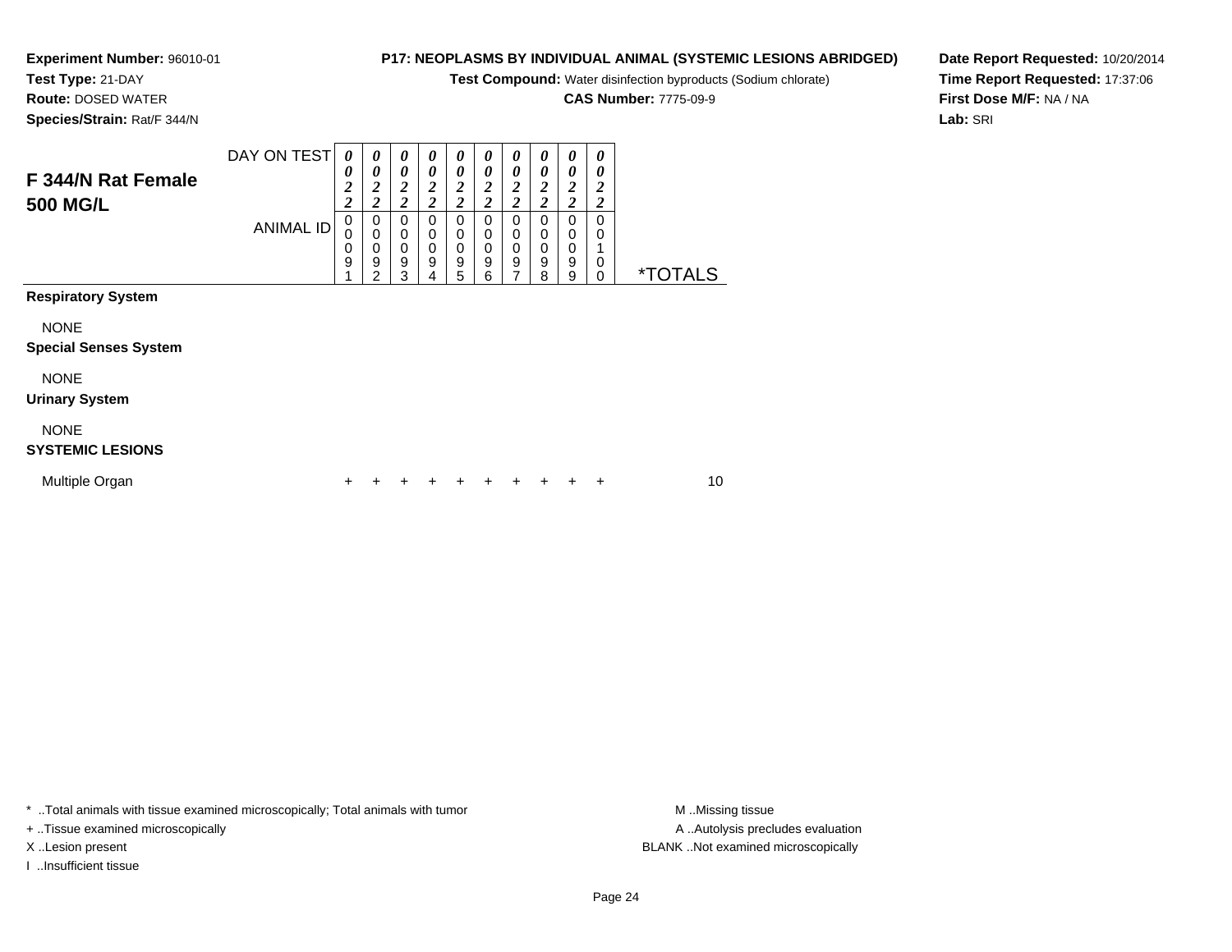**Experiment Number:** 96010-01
**Test Type:** 21-DAY
**Route:** DOSED WATER
**Species/Strain:** Rat/F 344/N

**P17: NEOPLASMS BY INDIVIDUAL ANIMAL (SYSTEMIC LESIONS ABRIDGED)**
**Test Compound:** Water disinfection byproducts (Sodium chlorate)
**CAS Number:** 7775-09-9

**Date Report Requested:** 10/20/2014
**Time Report Requested:** 17:37:06
**First Dose M/F:** NA / NA
**Lab:** SRI

## F 344/N Rat Female 500 MG/L

| DAY ON TEST | 0022 | 0022 | 0022 | 0022 | 0022 | 0022 | 0022 | 0022 | 0022 | 0022 | |
|---|---|---|---|---|---|---|---|---|---|---|---|
| ANIMAL ID | 00091 | 00092 | 00093 | 00094 | 00095 | 00096 | 00097 | 00098 | 00099 | 00100 | *TOTALS |
| **Respiratory System** | | | | | | | | | | | |
| NONE | | | | | | | | | | | |
| **Special Senses System** | | | | | | | | | | | |
| NONE | | | | | | | | | | | |
| **Urinary System** | | | | | | | | | | | |
| NONE | | | | | | | | | | | |
| **SYSTEMIC LESIONS** | | | | | | | | | | | |
| Multiple Organ | + | + | + | + | + | + | + | + | + | + | 10 |

\* ..Total animals with tissue examined microscopically; Total animals with tumor
+ ..Tissue examined microscopically
X ..Lesion present
I ..Insufficient tissue

M ..Missing tissue
A ..Autolysis precludes evaluation
BLANK ..Not examined microscopically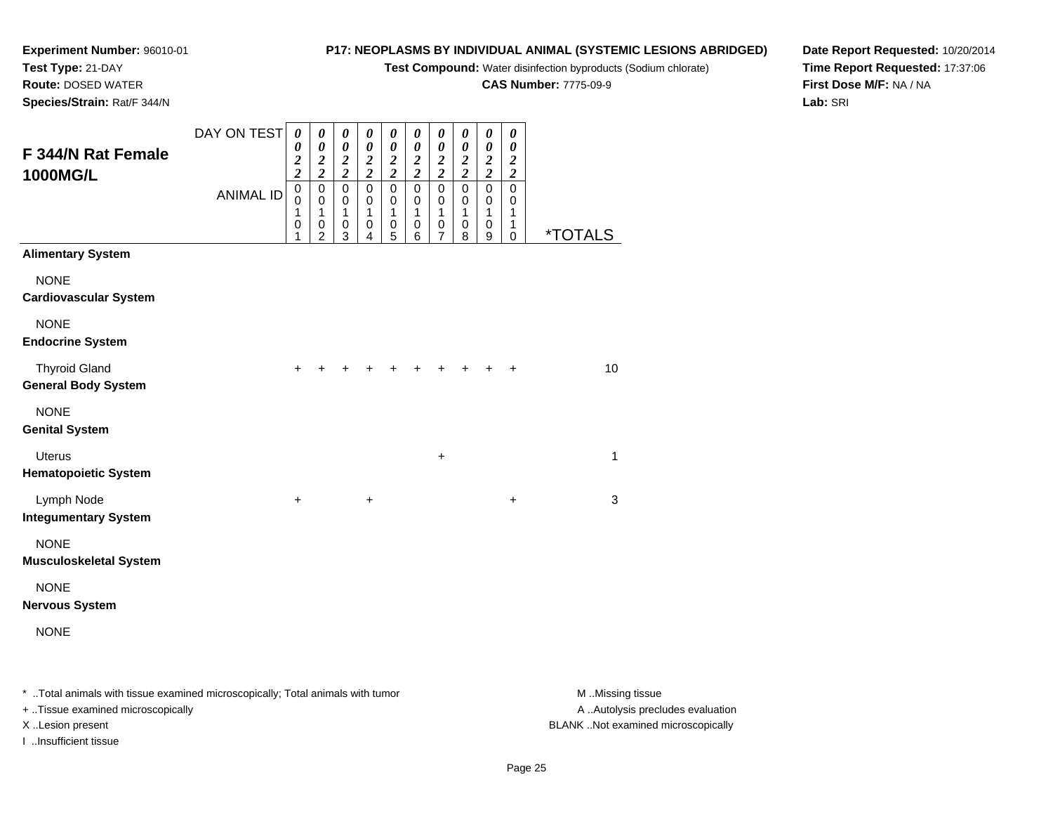**Experiment Number:** 96010-01
**Test Type:** 21-DAY
**Route:** DOSED WATER
**Species/Strain:** Rat/F 344/N

# P17: NEOPLASMS BY INDIVIDUAL ANIMAL (SYSTEMIC LESIONS ABRIDGED)

**Test Compound:** Water disinfection byproducts (Sodium chlorate)
**CAS Number:** 7775-09-9

**Date Report Requested:** 10/20/2014
**Time Report Requested:** 17:37:06
**First Dose M/F:** NA / NA
**Lab:** SRI

## F 344/N Rat Female 1000MG/L

| DAY ON TEST | 0022 | 0022 | 0022 | 0022 | 0022 | 0022 | 0022 | 0022 | 0022 | 0022 | |
|---|---|---|---|---|---|---|---|---|---|---|---|
| **ANIMAL ID** | 00101 | 00102 | 00103 | 00104 | 00105 | 00106 | 00107 | 00108 | 00109 | 00110 | ***TOTALS** |
| **Alimentary System** | | | | | | | | | | | |
| NONE | | | | | | | | | | | |
| **Cardiovascular System** | | | | | | | | | | | |
| NONE | | | | | | | | | | | |
| **Endocrine System** | | | | | | | | | | | |
| Thyroid Gland | + | + | + | + | + | + | + | + | + | + | 10 |
| **General Body System** | | | | | | | | | | | |
| NONE | | | | | | | | | | | |
| **Genital System** | | | | | | | | | | | |
| Uterus | | | | | | | + | | | | 1 |
| **Hematopoietic System** | | | | | | | | | | | |
| Lymph Node | + | | | + | | | | | | + | 3 |
| **Integumentary System** | | | | | | | | | | | |
| NONE | | | | | | | | | | | |
| **Musculoskeletal System** | | | | | | | | | | | |
| NONE | | | | | | | | | | | |
| **Nervous System** | | | | | | | | | | | |
| NONE | | | | | | | | | | | |

* ..Total animals with tissue examined microscopically; Total animals with tumor
+ ..Tissue examined microscopically
X ..Lesion present
I ..Insufficient tissue

M ..Missing tissue
A ..Autolysis precludes evaluation
BLANK ..Not examined microscopically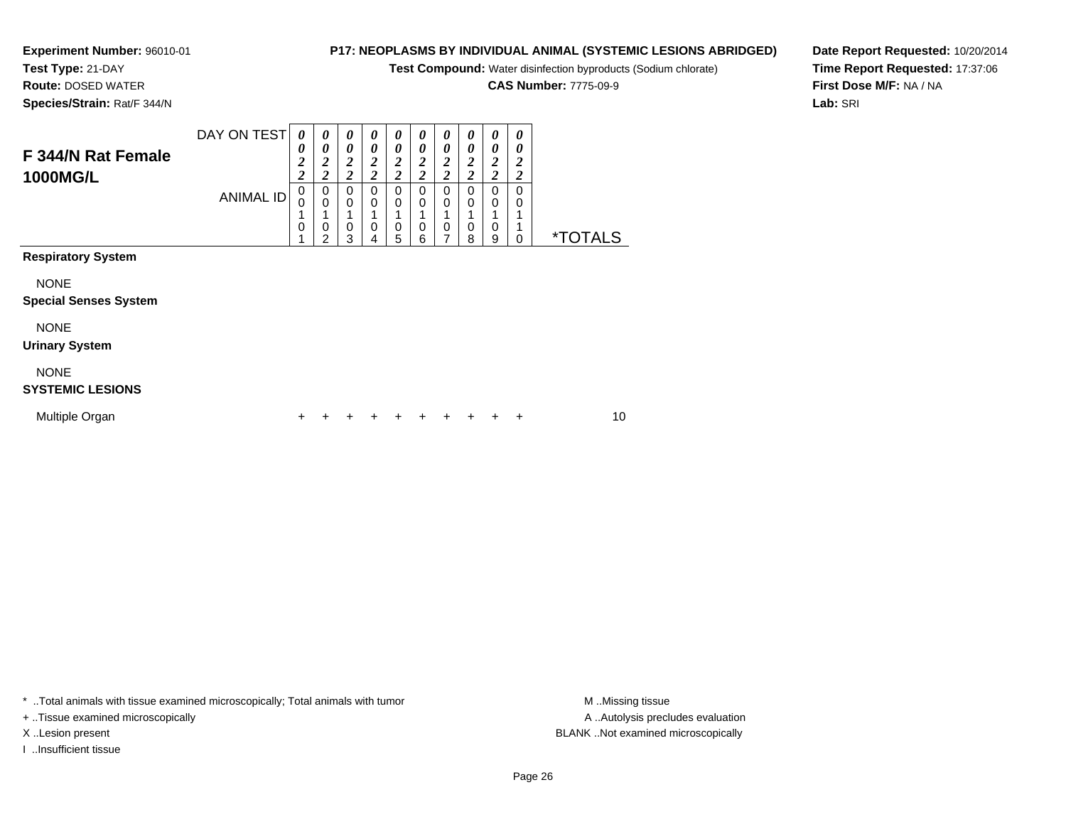**Experiment Number:** 96010-01
**Test Type:** 21-DAY
**Route:** DOSED WATER
**Species/Strain:** Rat/F 344/N

**P17: NEOPLASMS BY INDIVIDUAL ANIMAL (SYSTEMIC LESIONS ABRIDGED)**
**Test Compound:** Water disinfection byproducts (Sodium chlorate)
**CAS Number:** 7775-09-9

**Date Report Requested:** 10/20/2014
**Time Report Requested:** 17:37:06
**First Dose M/F:** NA / NA
**Lab:** SRI

## F 344/N Rat Female 1000MG/L

| DAY ON TEST | 0022 | 0022 | 0022 | 0022 | 0022 | 0022 | 0022 | 0022 | 0022 | 0022 | |
|---|---|---|---|---|---|---|---|---|---|---|---|
| **ANIMAL ID** | 00101 | 00102 | 00103 | 00104 | 00105 | 00106 | 00107 | 00108 | 00109 | 00110 | ***TOTALS** |
| **Respiratory System** | | | | | | | | | | | |
| NONE | | | | | | | | | | | |
| **Special Senses System** | | | | | | | | | | | |
| NONE | | | | | | | | | | | |
| **Urinary System** | | | | | | | | | | | |
| NONE | | | | | | | | | | | |
| **SYSTEMIC LESIONS** | | | | | | | | | | | |
| Multiple Organ | + | + | + | + | + | + | + | + | + | + | 10 |

* ..Total animals with tissue examined microscopically; Total animals with tumor
+ ..Tissue examined microscopically
X ..Lesion present
I ..Insufficient tissue

M ..Missing tissue
A ..Autolysis precludes evaluation
BLANK ..Not examined microscopically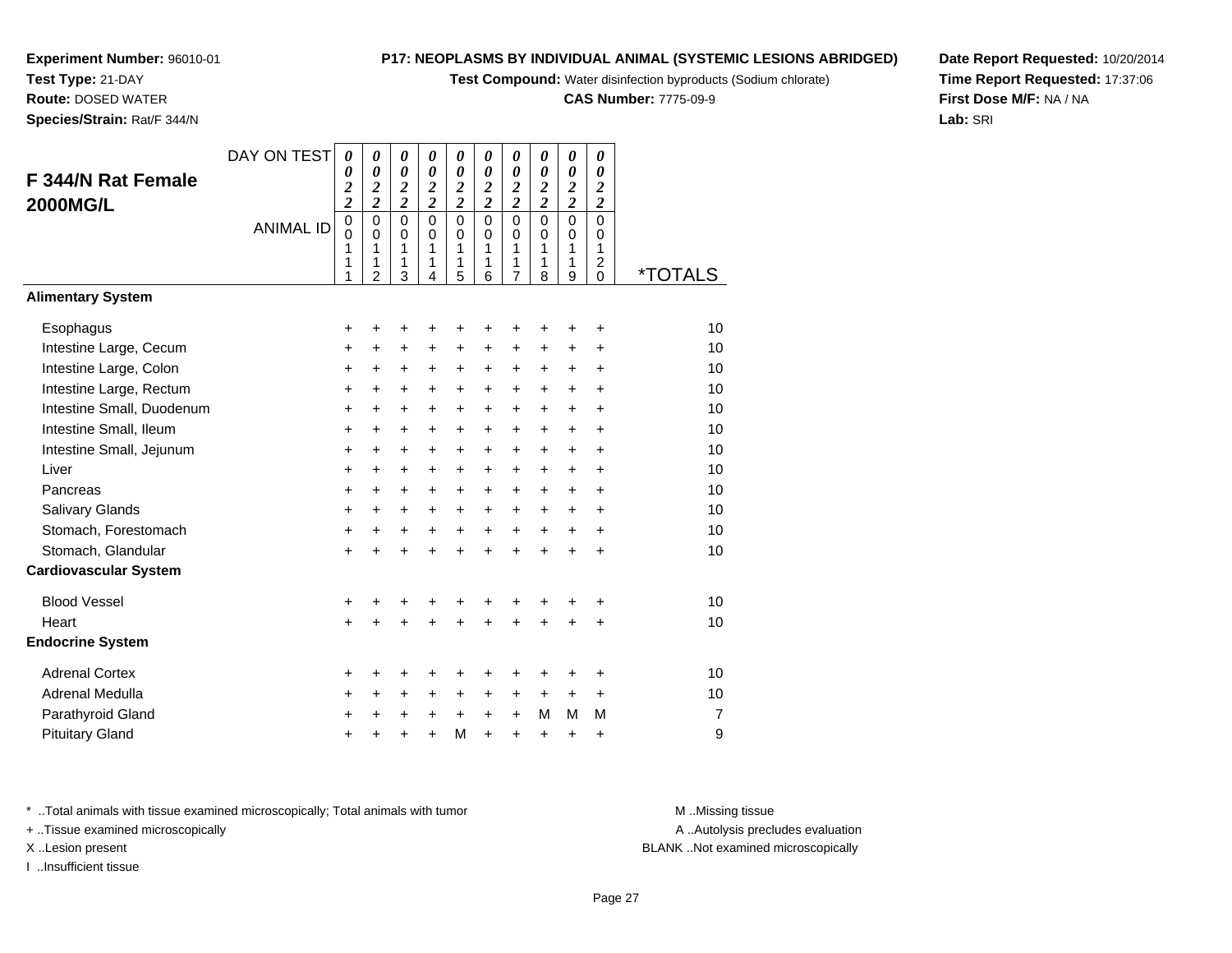**Experiment Number:** 96010-01
**Test Type:** 21-DAY
**Route:** DOSED WATER
**Species/Strain:** Rat/F 344/N

**P17: NEOPLASMS BY INDIVIDUAL ANIMAL (SYSTEMIC LESIONS ABRIDGED)**
**Test Compound:** Water disinfection byproducts (Sodium chlorate)
**CAS Number:** 7775-09-9

**Date Report Requested:** 10/20/2014
**Time Report Requested:** 17:37:06
**First Dose M/F:** NA / NA
**Lab:** SRI

## F 344/N Rat Female 2000MG/L

| DAY ON TEST | 0022 | 0022 | 0022 | 0022 | 0022 | 0022 | 0022 | 0022 | 0022 | 0022 | |
|---|---|---|---|---|---|---|---|---|---|---|---|
| ANIMAL ID | 00111 | 00112 | 00113 | 00114 | 00115 | 00116 | 00117 | 00118 | 00119 | 00120 | *TOTALS |
| **Alimentary System** | | | | | | | | | | | |
| Esophagus | + | + | + | + | + | + | + | + | + | + | 10 |
| Intestine Large, Cecum | + | + | + | + | + | + | + | + | + | + | 10 |
| Intestine Large, Colon | + | + | + | + | + | + | + | + | + | + | 10 |
| Intestine Large, Rectum | + | + | + | + | + | + | + | + | + | + | 10 |
| Intestine Small, Duodenum | + | + | + | + | + | + | + | + | + | + | 10 |
| Intestine Small, Ileum | + | + | + | + | + | + | + | + | + | + | 10 |
| Intestine Small, Jejunum | + | + | + | + | + | + | + | + | + | + | 10 |
| Liver | + | + | + | + | + | + | + | + | + | + | 10 |
| Pancreas | + | + | + | + | + | + | + | + | + | + | 10 |
| Salivary Glands | + | + | + | + | + | + | + | + | + | + | 10 |
| Stomach, Forestomach | + | + | + | + | + | + | + | + | + | + | 10 |
| Stomach, Glandular | + | + | + | + | + | + | + | + | + | + | 10 |
| **Cardiovascular System** | | | | | | | | | | | |
| Blood Vessel | + | + | + | + | + | + | + | + | + | + | 10 |
| Heart | + | + | + | + | + | + | + | + | + | + | 10 |
| **Endocrine System** | | | | | | | | | | | |
| Adrenal Cortex | + | + | + | + | + | + | + | + | + | + | 10 |
| Adrenal Medulla | + | + | + | + | + | + | + | + | + | + | 10 |
| Parathyroid Gland | + | + | + | + | + | + | + | M | M | M | 7 |
| Pituitary Gland | + | + | + | + | M | + | + | + | + | + | 9 |

\* ..Total animals with tissue examined microscopically; Total animals with tumor
+ ..Tissue examined microscopically
X ..Lesion present
I ..Insufficient tissue

M ..Missing tissue
A ..Autolysis precludes evaluation
BLANK ..Not examined microscopically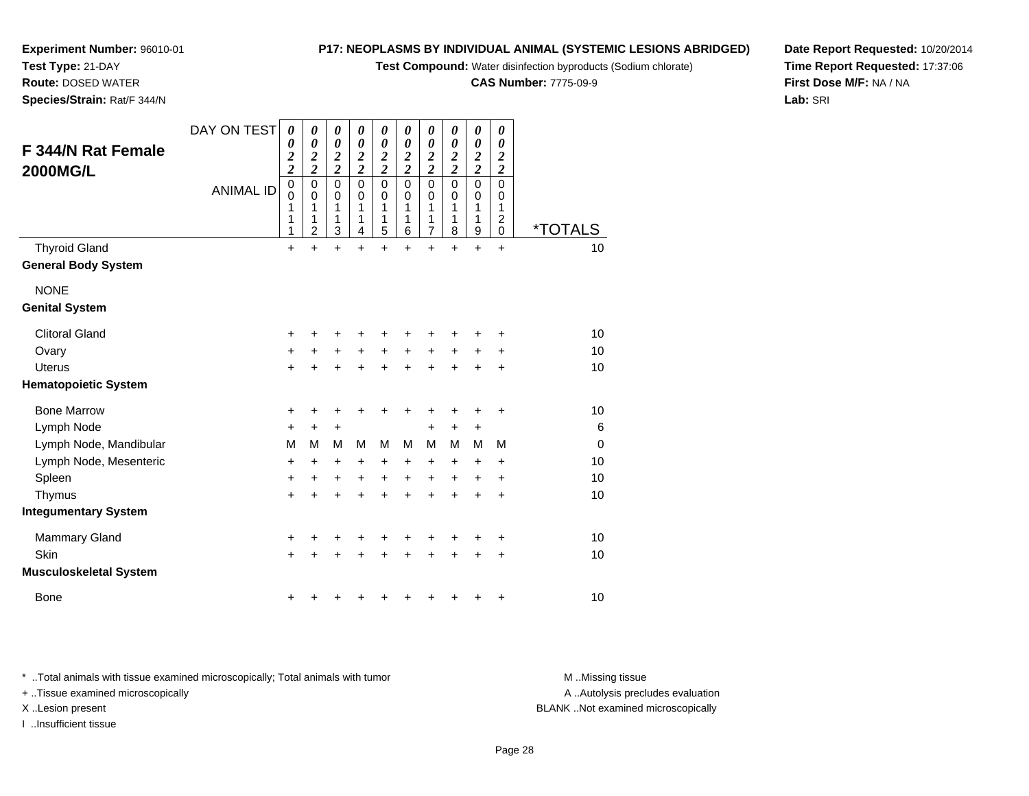**Experiment Number:** 96010-01
**Test Type:** 21-DAY
**Route:** DOSED WATER
**Species/Strain:** Rat/F 344/N

**P17: NEOPLASMS BY INDIVIDUAL ANIMAL (SYSTEMIC LESIONS ABRIDGED)**
**Test Compound:** Water disinfection byproducts (Sodium chlorate)
**CAS Number:** 7775-09-9

**Date Report Requested:** 10/20/2014
**Time Report Requested:** 17:37:06
**First Dose M/F:** NA / NA
**Lab:** SRI

## F 344/N Rat Female 2000MG/L

| DAY ON TEST | 0022 | 0022 | 0022 | 0022 | 0022 | 0022 | 0022 | 0022 | 0022 | 0022 | |
|---|---|---|---|---|---|---|---|---|---|---|---|
| ANIMAL ID | 00111 | 00112 | 00113 | 00114 | 00115 | 00116 | 00117 | 00118 | 00119 | 00120 | *TOTALS |
| Thyroid Gland | + | + | + | + | + | + | + | + | + | + | 10 |
| **General Body System** | | | | | | | | | | | |
| NONE | | | | | | | | | | | |
| **Genital System** | | | | | | | | | | | |
| Clitoral Gland | + | + | + | + | + | + | + | + | + | + | 10 |
| Ovary | + | + | + | + | + | + | + | + | + | + | 10 |
| Uterus | + | + | + | + | + | + | + | + | + | + | 10 |
| **Hematopoietic System** | | | | | | | | | | | |
| Bone Marrow | + | + | + | + | + | + | + | + | + | + | 10 |
| Lymph Node | + | + | + | | | | + | + | + | | 6 |
| Lymph Node, Mandibular | M | M | M | M | M | M | M | M | M | M | 0 |
| Lymph Node, Mesenteric | + | + | + | + | + | + | + | + | + | + | 10 |
| Spleen | + | + | + | + | + | + | + | + | + | + | 10 |
| Thymus | + | + | + | + | + | + | + | + | + | + | 10 |
| **Integumentary System** | | | | | | | | | | | |
| Mammary Gland | + | + | + | + | + | + | + | + | + | + | 10 |
| Skin | + | + | + | + | + | + | + | + | + | + | 10 |
| **Musculoskeletal System** | | | | | | | | | | | |
| Bone | + | + | + | + | + | + | + | + | + | + | 10 |

* ..Total animals with tissue examined microscopically; Total animals with tumor
+ ..Tissue examined microscopically
X ..Lesion present
I ..Insufficient tissue

M ..Missing tissue
A ..Autolysis precludes evaluation
BLANK ..Not examined microscopically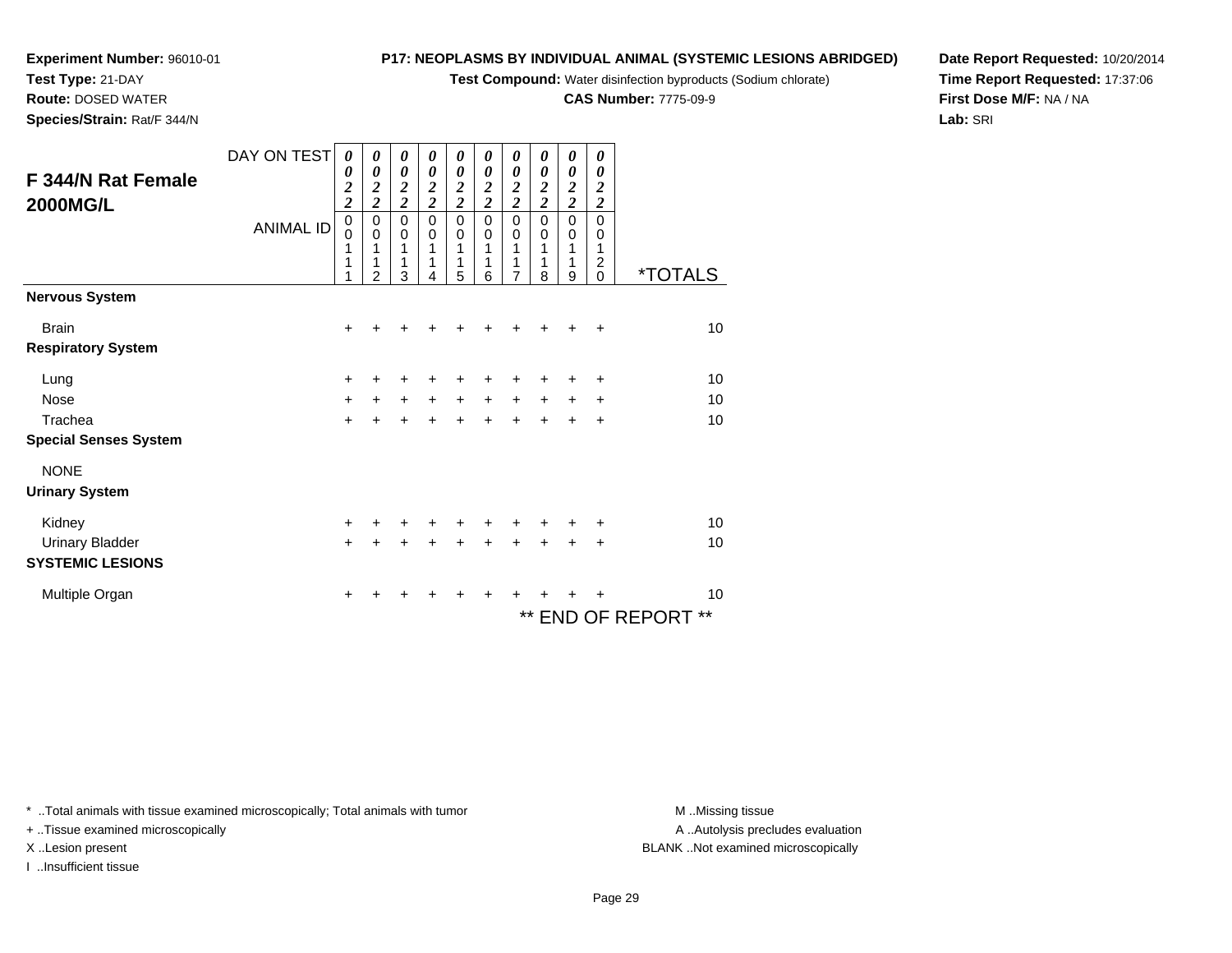**Experiment Number:** 96010-01
**Test Type:** 21-DAY
**Route:** DOSED WATER
**Species/Strain:** Rat/F 344/N

**P17: NEOPLASMS BY INDIVIDUAL ANIMAL (SYSTEMIC LESIONS ABRIDGED)**
**Test Compound:** Water disinfection byproducts (Sodium chlorate)
**CAS Number:** 7775-09-9

**Date Report Requested:** 10/20/2014
**Time Report Requested:** 17:37:06
**First Dose M/F:** NA / NA
**Lab:** SRI

## F 344/N Rat Female 2000MG/L

| DAY ON TEST | 0022 | 0022 | 0022 | 0022 | 0022 | 0022 | 0022 | 0022 | 0022 | 0022 | |
|---|---|---|---|---|---|---|---|---|---|---|---|
| ANIMAL ID | 00111 | 00112 | 00113 | 00114 | 00115 | 00116 | 00117 | 00118 | 00119 | 00120 | *TOTALS |
| **Nervous System** | | | | | | | | | | | |
| Brain | + | + | + | + | + | + | + | + | + | + | 10 |
| **Respiratory System** | | | | | | | | | | | |
| Lung | + | + | + | + | + | + | + | + | + | + | 10 |
| Nose | + | + | + | + | + | + | + | + | + | + | 10 |
| Trachea | + | + | + | + | + | + | + | + | + | + | 10 |
| **Special Senses System** | | | | | | | | | | | |
| NONE | | | | | | | | | | | |
| **Urinary System** | | | | | | | | | | | |
| Kidney | + | + | + | + | + | + | + | + | + | + | 10 |
| Urinary Bladder | + | + | + | + | + | + | + | + | + | + | 10 |
| **SYSTEMIC LESIONS** | | | | | | | | | | | |
| Multiple Organ | + | + | + | + | + | + | + | + | + | + | 10 |

** END OF REPORT **

\* ..Total animals with tissue examined microscopically; Total animals with tumor
\+ ..Tissue examined microscopically
X ..Lesion present
I ..Insufficient tissue

M ..Missing tissue
A ..Autolysis precludes evaluation
BLANK ..Not examined microscopically